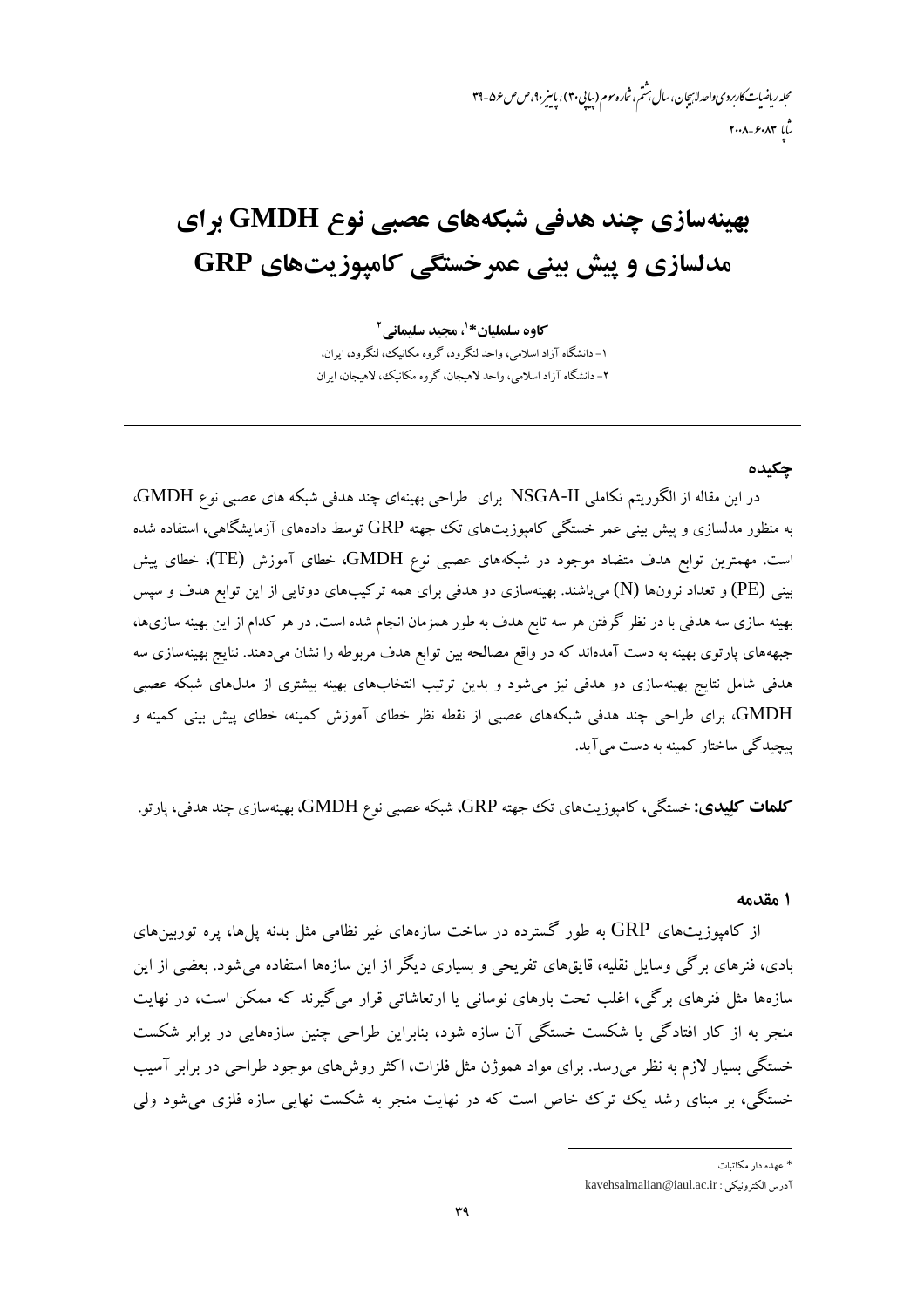# بهینه‌سازی چند هدفی شبکه‌های عصبی نوع GMDH برای مدلسازی و پیش بینی عمرخستگی کامپوزیت‌های GRP

**کاوه سلملیان*[1]، مجید سلیمانی[2]**

۱- دانشگاه آزاد اسلامی، واحد لنگرود، گروه مکانیک، لنگرود، ایران،

۲- دانشگاه آزاد اسلامی، واحد لاهیجان، گروه مکانیک، لاهیجان، ایران

---

## چکیده

در این مقاله از الگوریتم تکاملی NSGA-II برای طراحی بهینه‌ای چند هدفی شبکه های عصبی نوع GMDH، به منظور مدلسازی و پیش بینی عمر خستگی کامپوزیت‌های تک جهته GRP توسط داده‌های آزمایشگاهی، استفاده شده است. مهمترین توابع هدف متضاد موجود در شبکه‌های عصبی نوع GMDH، خطای آموزش (TE)، خطای پیش بینی (PE) و تعداد نرون‌ها (N) می‌باشند. بهینه‌سازی دو هدفی برای همه ترکیب‌های دوتایی از این توابع هدف و سپس بهینه سازی سه هدفی با در نظر گرفتن هر سه تابع هدف به طور همزمان انجام شده است. در هر کدام از این بهینه سازی‌ها، جبهه‌های پارتوی بهینه به دست آمده‌اند که در واقع مصالحه بین توابع هدف مربوطه را نشان می‌دهند. نتایج بهینه‌سازی سه هدفی شامل نتایج بهینه‌سازی دو هدفی نیز می‌شود و بدین ترتیب انتخاب‌های بهینه بیشتری از مدل‌های شبکه عصبی GMDH، برای طراحی چند هدفی شبکه‌های عصبی از نقطه نظر خطای آموزش کمینه، خطای پیش بینی کمینه و پیچیدگی ساختار کمینه به دست می‌آید.

**کلمات کلیدی:** خستگی، کامپوزیت‌های تک جهته GRP، شبکه عصبی نوع GMDH، بهینه‌سازی چند هدفی، پارتو.

---

## ۱ مقدمه

از کامپوزیت‌های GRP به طور گسترده در ساخت سازه‌های غیر نظامی مثل بدنه پل‌ها، پره توربین‌های بادی، فنرهای برگی وسایل نقلیه، قایق‌های تفریحی و بسیاری دیگر از این سازه‌ها استفاده می‌شود. بعضی از این سازه‌ها مثل فنرهای برگی، اغلب تحت بارهای نوسانی یا ارتعاشاتی قرار می‌گیرند که ممکن است، در نهایت منجر به از کار افتادگی یا شکست خستگی آن سازه شود، بنابراین طراحی چنین سازه‌هایی در برابر شکست خستگی بسیار لازم به نظر می‌رسد. برای مواد هموژن مثل فلزات، اکثر روش‌های موجود طراحی در برابر آسیب خستگی، بر مبنای رشد یک ترک خاص است که در نهایت منجر به شکست نهایی سازه فلزی می‌شود ولی

---

* عهده دار مکاتبات

آدرس الکترونیکی : kavehsalmalian@iaul.ac.ir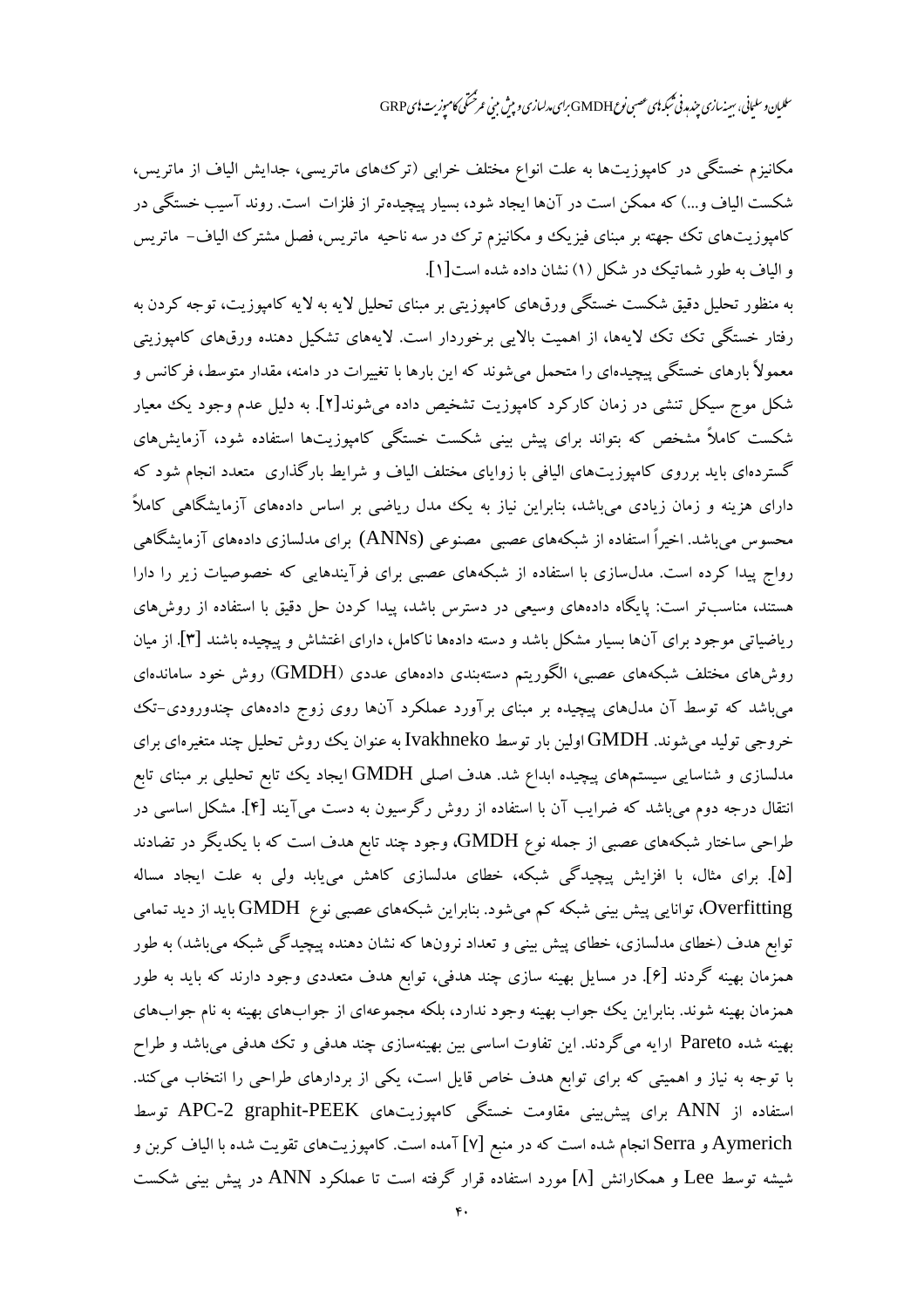مکانیزم خستگی در کامپوزیت‌ها به علت انواع مختلف خرابی (ترک‌های ماتریسی، جدایش الیاف از ماتریس، شکست الیاف و...) که ممکن است در آن‌ها ایجاد شود، بسیار پیچیده‌تر از فلزات است. روند آسیب خستگی در کامپوزیت‌های تک جهته بر مبنای فیزیک و مکانیزم ترک در سه ناحیه ماتریس، فصل مشترک الیاف- ماتریس و الیاف به طور شماتیک در شکل (۱) نشان داده شده است[۱].

به منظور تحلیل دقیق شکست خستگی ورق‌های کامپوزیتی بر مبنای تحلیل لایه به لایه کامپوزیت، توجه کردن به رفتار خستگی تک تک لایه‌ها، از اهمیت بالایی برخوردار است. لایه‌های تشکیل دهنده ورق‌های کامپوزیتی معمولاً بارهای خستگی پیچیده‌ای را متحمل می‌شوند که این بارها با تغییرات در دامنه، مقدار متوسط، فرکانس و شکل موج سیکل تنشی در زمان کارکرد کامپوزیت تشخیص داده می‌شوند[۲]. به دلیل عدم وجود یک معیار شکست کاملاً مشخص که بتواند برای پیش بینی شکست خستگی کامپوزیت‌ها استفاده شود، آزمایش‌های گسترده‌ای باید برروی کامپوزیت‌های الیافی با زوایای مختلف الیاف و شرایط بارگذاری متعدد انجام شود که دارای هزینه و زمان زیادی می‌باشد، بنابراین نیاز به یک مدل ریاضی بر اساس داده‌های آزمایشگاهی کاملاً محسوس می‌باشد. اخیراً استفاده از شبکه‌های عصبی مصنوعی (ANNs) برای مدلسازی داده‌های آزمایشگاهی رواج پیدا کرده است. مدل‌سازی با استفاده از شبکه‌های عصبی برای فرآیندهایی که خصوصیات زیر را دارا هستند، مناسب‌تر است: پایگاه داده‌های وسیعی در دسترس باشد، پیدا کردن حل دقیق با استفاده از روش‌های ریاضیاتی موجود برای آن‌ها بسیار مشکل باشد و دسته داده‌ها ناکامل، دارای اغتشاش و پیچیده باشند [۳]. از میان روش‌های مختلف شبکه‌های عصبی، الگوریتم دسته‌بندی داده‌های عددی (GMDH) روش خود سامانده‌ای می‌باشد که توسط آن مدل‌های پیچیده بر مبنای برآورد عملکرد آن‌ها روی زوج زوج داده‌های چندورودی-تک خروجی تولید می‌شوند. GMDH اولین بار توسط Ivakhneko به عنوان یک روش تحلیل چند متغیره‌ای برای مدلسازی و شناسایی سیستم‌های پیچیده ابداع شد. هدف اصلی GMDH ایجاد یک تابع تحلیلی بر مبنای تابع انتقال درجه دوم می‌باشد که ضرایب آن با استفاده از روش رگرسیون به دست می‌آیند [۴]. مشکل اساسی در طراحی ساختار شبکه‌های عصبی از جمله نوع GMDH، وجود چند تابع هدف است که با یکدیگر در تضادند [۵]. برای مثال، با افزایش پیچیدگی شبکه، خطای مدلسازی کاهش می‌یابد ولی به علت ایجاد مساله Overfitting، توانایی پیش بینی شبکه کم می‌شود. بنابراین شبکه‌های عصبی نوع GMDH باید از دید تمامی توابع هدف (خطای مدلسازی، خطای پیش بینی و تعداد نرون‌ها که نشان دهنده پیچیدگی شبکه می‌باشد) به طور همزمان بهینه گردند [۶]. در مسایل بهینه سازی چند هدفی، توابع هدف متعددی وجود دارند که باید به طور همزمان بهینه شوند. بنابراین یک جواب بهینه وجود ندارد، بلکه مجموعه‌ای از جواب‌های بهینه به نام جواب‌های بهینه شده Pareto ارایه می‌گردند. این تفاوت اساسی بین بهینه‌سازی چند هدفی و تک هدفی می‌باشد و طراح با توجه به نیاز و اهمیتی که برای توابع هدف خاص قایل است، یکی از بردارهای طراحی را انتخاب می‌کند. استفاده از ANN برای پیش‌بینی مقاومت خستگی کامپوزیت‌های APC-2 graphit-PEEK توسط Aymerich و Serra انجام شده است که در منبع [۷] آمده است. کامپوزیت‌های تقویت شده با الیاف کربن و شیشه توسط Lee و همکارانش [۸] مورد استفاده قرار گرفته است تا عملکرد ANN در پیش بینی شکست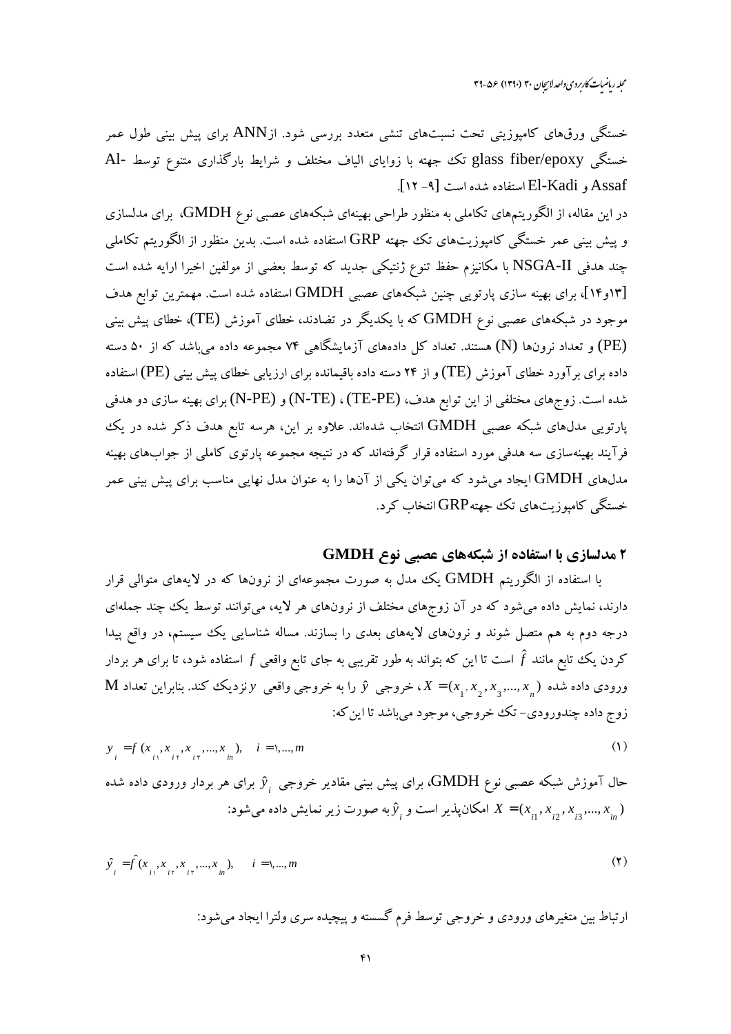خستگی ورق‌های کامپوزیتی تحت نسبت‌های تنشی متعدد بررسی شود. ازANN برای پیش بینی طول عمر خستگی glass fiber/epoxy تک جهته با زوایای الیاف مختلف و شرایط بارگذاری متنوع توسط Al-Assaf و El-Kadi استفاده شده است [۹- ۱۲].

در این مقاله، از الگوریتم‌های تکاملی به منظور طراحی بهینه‌ای شبکه‌های عصبی نوع GMDH، برای مدلسازی و پیش بینی عمر خستگی کامپوزیت‌های تک جهته GRP استفاده شده است. بدین منظور از الگوریتم تکاملی چند هدفی NSGA-II با مکانیزم حفظ تنوع ژنتیکی جدید که توسط بعضی از مولفین اخیرا ارایه شده است [۱۳و۱۴]، برای بهینه سازی پارتویی چنین شبکه‌های عصبی GMDH استفاده شده است. مهمترین توابع هدف موجود در شبکه‌های عصبی نوع GMDH که با یکدیگر در تضادند، خطای آموزش (TE)، خطای پیش بینی (PE) و تعداد نرون‌ها (N) هستند. تعداد کل داده‌های آزمایشگاهی ۷۴ مجموعه داده می‌باشد که از ۵۰ دسته داده برای برآورد خطای آموزش (TE) و از ۲۴ دسته داده باقیمانده برای ارزیابی خطای پیش بینی (PE) استفاده شده است. زوج‌های مختلفی از این توابع هدف، (TE-PE)، (N-TE) و (N-PE) برای بهینه سازی دو هدفی پارتویی مدل‌های شبکه عصبی GMDH انتخاب شده‌اند. علاوه بر این، هرسه تابع هدف ذکر شده در یک فرآیند بهینه‌سازی سه هدفی مورد استفاده قرار گرفته‌اند که در نتیجه مجموعه پارتوی کاملی از جواب‌های بهینه مدل‌های GMDH ایجاد می‌شود که می‌توان یکی از آن‌ها را به عنوان مدل نهایی مناسب برای پیش بینی عمر خستگی کامپوزیت‌های تک جهته GRP انتخاب کرد.

## ۲ مدلسازی با استفاده از شبکه‌های عصبی نوع GMDH

با استفاده از الگوریتم GMDH یک مدل به صورت مجموعه‌ای از نرون‌ها که در لایه‌های متوالی قرار دارند، نمایش داده می‌شود که در آن زوج‌های مختلف از نرون‌های هر لایه، می‌توانند توسط یک چند جمله‌ای درجه دوم به هم متصل شوند و نرون‌های لایه‌های بعدی را بسازند. مساله شناسایی یک سیستم، در واقع پیدا کردن یک تابع مانند $\hat{f}$ است تا این که بتواند به طور تقریبی به جای تابع واقعی $f$ استفاده شود، تا برای هر بردار ورودی داده شده $X=(x_1, x_2, x_3,...,x_n)$، خروجی $\hat{y}$ را به خروجی واقعی $y$ نزدیک کند. بنابراین تعداد M زوج داده چندورودی- تک خروجی، موجود می‌باشد تا این‌که:

$$y_i = f(x_{i1}, x_{i2}, x_{i3}, ..., x_{in}), \quad i = 1,...,m \tag{1}$$

حال آموزش شبکه عصبی نوع GMDH، برای پیش بینی مقادیر خروجی $\hat{y}_i$ برای هر بردار ورودی داده شده $X=(x_{i1}, x_{i2}, x_{i3},...,x_{in})$ امکان‌پذیر است و $\hat{y}_i$ به صورت زیر نمایش داده می‌شود:

$$\hat{y}_i = \hat{f}(x_{i1}, x_{i2}, x_{i3}, ..., x_{in}), \quad i = 1,...,m \tag{2}$$

ارتباط بین متغیرهای ورودی و خروجی توسط فرم گسسته و پیچیده سری ولترا ایجاد می‌شود: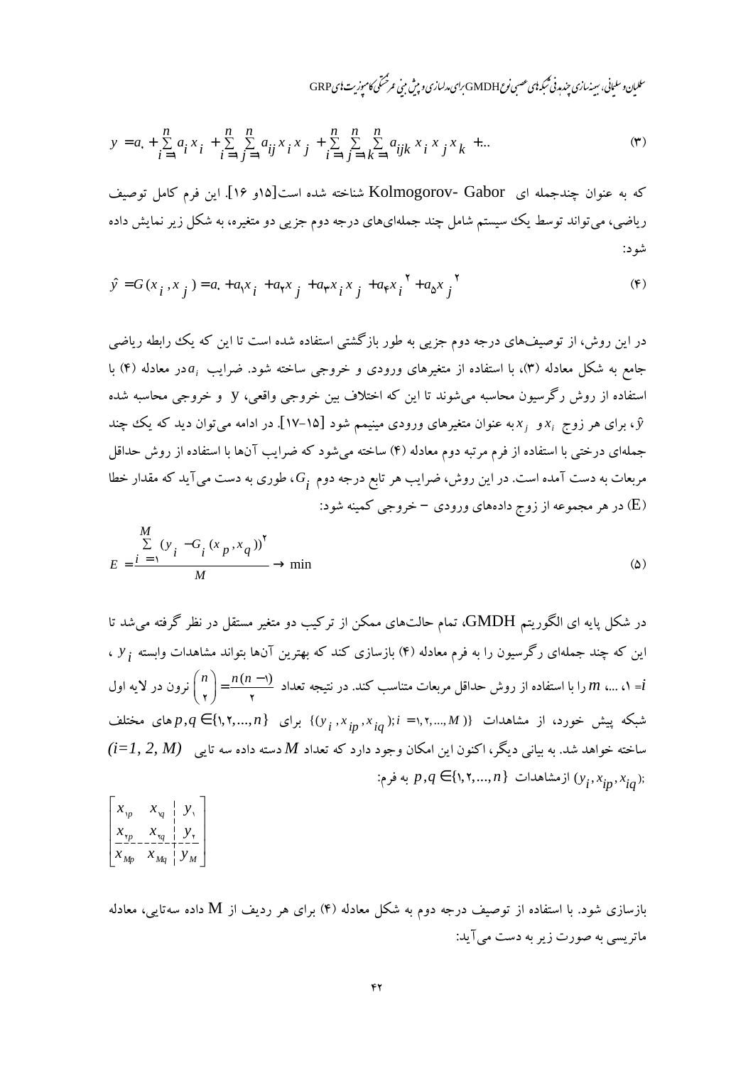$$y = a_0 + \sum_{i=1}^{n} a_i x_i + \sum_{i=1}^{n}\sum_{j=1}^{n} a_{ij} x_i x_j + \sum_{i=1}^{n}\sum_{j=1}^{n}\sum_{k=1}^{n} a_{ijk} x_i x_j x_k + \ldots \qquad (۳)$$

که به عنوان چندجمله ای Kolmogorov- Gabor شناخته شده است[۱۵و ۱۶]. این فرم کامل توصیف ریاضی، می‌تواند توسط یک سیستم شامل چند جمله‌ای‌های درجه دوم جزیی دو متغیره، به شکل زیر نمایش داده شود:

$$\hat{y} = G(x_i, x_j) = a_0 + a_1 x_i + a_2 x_j + a_3 x_i x_j + a_4 x_i^2 + a_5 x_j^2 \qquad (۴)$$

در این روش، از توصیف‌های درجه دوم جزیی به طور بازگشتی استفاده شده است تا این که یک رابطه ریاضی جامع به شکل معادله (۳)، با استفاده از متغیرهای ورودی و خروجی ساخته شود. ضرایب $a_i$ در معادله (۴) با استفاده از روش رگرسیون محاسبه می‌شوند تا این که اختلاف بین خروجی واقعی، y و خروجی محاسبه شده $\hat{y}$، برای هر زوج $x_i$ و $x_j$ به عنوان متغیرهای ورودی مینیمم شود [۱۵-۱۷]. در ادامه می‌توان دید که یک چند جمله‌ای درختی با استفاده از فرم مرتبه دوم معادله (۴) ساخته می‌شود که ضرایب آن‌ها با استفاده از روش حداقل مربعات به دست آمده است. در این روش، ضرایب هر تابع درجه دوم $G_i$، طوری به دست می‌آید که مقدار خطا (E) در هر مجموعه از زوج داده‌های ورودی – خروجی کمینه شود:

$$E = \frac{\sum_{i=1}^{M} (y_i - G_i(x_p, x_q))^2}{M} \rightarrow \min \qquad (۵)$$

در شکل پایه ای الگوریتم GMDH، تمام حالت‌های ممکن از ترکیب دو متغیر مستقل در نظر گرفته می‌شد تا این که چند جمله‌ای رگرسیون را به فرم معادله (۴) بازسازی کند که بهترین آن‌ها بتواند مشاهدات وابسته $y_i$ ، $i$= ۱، ...، $m$ را با استفاده از روش حداقل مربعات متناسب کند. در نتیجه تعداد $\binom{n}{2} = \frac{n(n-1)}{2}$ نرون در لایه اول شبکه پیش خورد، از مشاهدات $\{(y_i, x_{ip}, x_{iq}); i = 1, 2, \ldots, M\}$ برای $p, q \in \{1, 2, \ldots, n\}$ های مختلف ساخته خواهد شد. به بیانی دیگر، اکنون این امکان وجود دارد که تعداد $M$ دسته داده سه تایی $(i=1, 2, M)$ $(y_i, x_{ip}, x_{iq})$; ازمشاهدات $p, q \in \{1, 2, \ldots, n\}$ به فرم:

$$\begin{bmatrix} x_{1p} & x_{1q} & | & y_1 \\ x_{2p} & x_{2q} & | & y_2 \\ x_{Mp} & x_{Mq} & | & y_M \end{bmatrix}$$

بازسازی شود. با استفاده از توصیف درجه دوم به شکل معادله (۴) برای هر ردیف از M داده سه‌تایی، معادله ماتریسی به صورت زیر به دست می‌آید: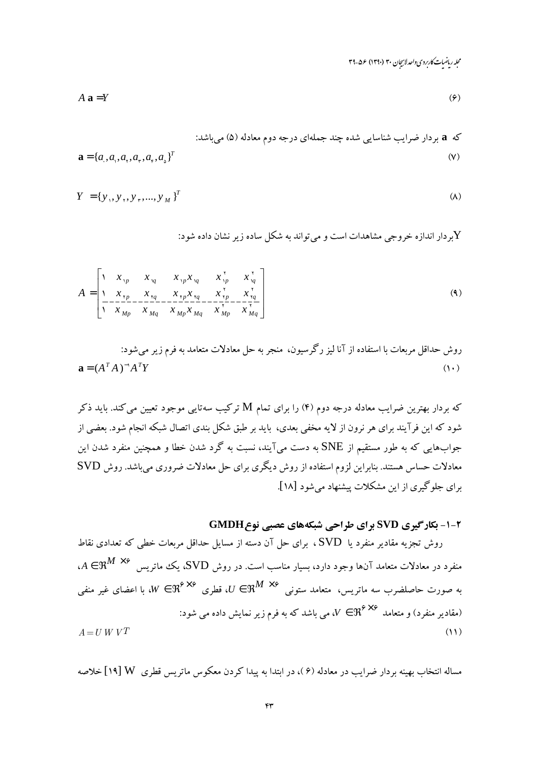$$A\,\mathbf{a} = Y \tag{۶}$$

که $\mathbf{a}$ بردار ضرایب شناسایی شده چند جمله‌ای درجه دوم معادله (۵) می‌باشد:

$$\mathbf{a} = \{a_0, a_1, a_2, a_3, a_4, a_5\}^T \tag{۷}$$

$$Y = \{y_1, y_2, y_3, ..., y_M\}^T \tag{۸}$$

Yبردار اندازه خروجی مشاهدات است و می‌تواند به شکل ساده زیر نشان داده شود:

$$A = \begin{bmatrix} 1 & x_{1p} & x_{1q} & x_{1p}x_{1q} & x_{1p}^2 & x_{1q}^2 \\ 1 & x_{2p} & x_{2q} & x_{2p}x_{2q} & x_{2p}^2 & x_{2q}^2 \\ \hline 1 & x_{Mp} & x_{Mq} & x_{Mp}x_{Mq} & x_{Mp}^2 & x_{Mq}^2 \end{bmatrix} \tag{۹}$$

روش حداقل مربعات با استفاده از آنا لیز رگرسیون، منجر به حل معادلات متعامد به فرم زیر می‌شود:

$$\mathbf{a} = (A^T A)^{-1} A^T Y \tag{۱۰}$$

که بردار بهترین ضرایب معادله درجه دوم (۴) را برای تمام M ترکیب سه‌تایی موجود تعیین می‌کند. باید ذکر شود که این فرآیند برای هر نرون از لایه مخفی بعدی، باید بر طبق شکل بندی اتصال شبکه انجام شود. بعضی از جواب‌هایی که به طور مستقیم از SNE به دست می‌آیند، نسبت به گرد شدن خطا و همچنین منفرد شدن این معادلات حساس هستند. بنابراین لزوم استفاده از روش دیگری برای حل معادلات ضروری می‌باشد. روش SVD برای جلوگیری از این مشکلات پیشنهاد می‌شود [۱۸].

### ۲-۱- بکارگیری SVD برای طراحی شبکه‌های عصبی نوعGMDH

روش تجزیه مقادیر منفرد یا SVD ، برای حل آن دسته از مسایل حداقل مربعات خطی که تعدادی نقاط منفرد در معادلات متعامد آنها وجود دارد، بسیار مناسب است. در روش SVD، یک ماتریس $A \in \Re^{M \times 6}$، به صورت حاصلضرب سه ماتریس، متعامد ستونی $U \in \Re^{M \times 6}$، قطری $W \in \Re^{6 \times 6}$، با اعضای غیر منفی (مقادیر منفرد) و متعامد $V \in \Re^{6 \times 6}$، می باشد که به فرم زیر نمایش داده می شود:

$$A = U\,W\,V^T \tag{۱۱}$$

مساله انتخاب بهینه بردار ضرایب در معادله (۶)، در ابتدا به پیدا کردن معکوس ماتریس قطری W [۱۹] خلاصه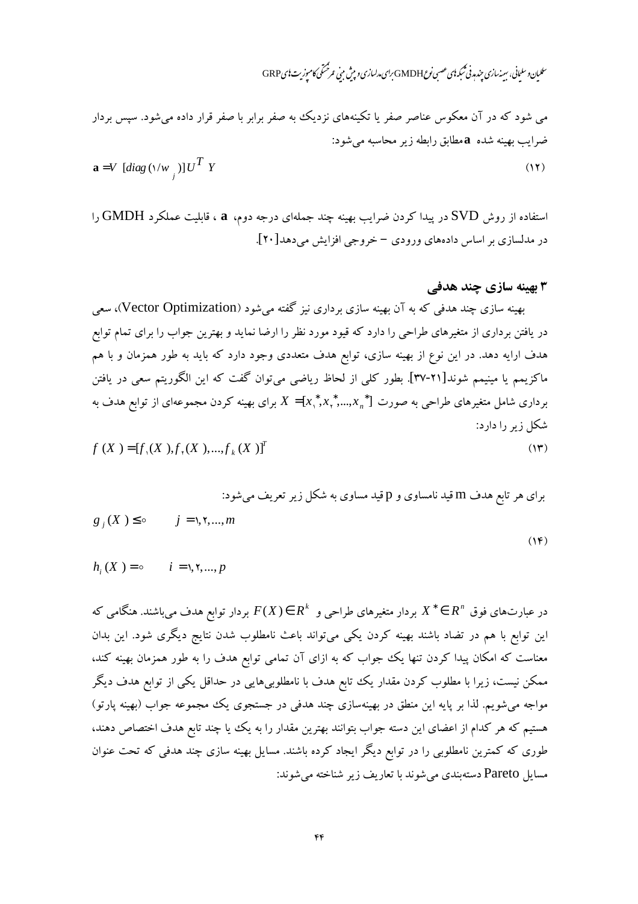می شود که در آن معکوس عناصر صفر یا تکینه‌های نزدیک به صفر برابر با صفر قرار داده می‌شود. سپس بردار ضرایب بهینه شده **a** مطابق رابطه زیر محاسبه می‌شود:

$$\mathbf{a} = V\ [diag(1/w_j)]U^T\ Y \tag{12}$$

استفاده از روش SVD در پیدا کردن ضرایب بهینه چند جمله‌ای درجه دوم، **a** ، قابلیت عملکرد GMDH را در مدلسازی بر اساس داده‌های ورودی – خروجی افزایش می‌دهد[۲۰].

## ۳ بهینه سازی چند هدفی

بهینه سازی چند هدفی که به آن بهینه سازی برداری نیز گفته می‌شود (Vector Optimization)، سعی در یافتن برداری از متغیرهای طراحی را دارد که قیود مورد نظر را ارضا نماید و بهترین جواب را برای تمام توابع هدف ارایه دهد. در این نوع از بهینه سازی، توابع هدف متعددی وجود دارد که باید به طور همزمان و با هم ماکزیمم یا مینیمم شوند[۲۱-۳۷]. بطور کلی از لحاظ ریاضی می‌توان گفت که این الگوریتم سعی در یافتن برداری شامل متغیرهای طراحی به صورت $X = [x_1^*, x_2^*, ..., x_n^*]$ برای بهینه کردن مجموعه‌ای از توابع هدف به شکل زیر را دارد:

$$f(X) = [f_1(X), f_2(X), ..., f_k(X)]^T \tag{13}$$

برای هر تابع هدف m قید نامساوی و p قید مساوی به شکل زیر تعریف می‌شود:

$$g_j(X) \leq 0 \qquad j = 1, 2, ..., m$$

$$h_i(X) = 0 \qquad i = 1, 2, ..., p \tag{14}$$

در عبارت‌های فوق $X^* \in R^n$ بردار متغیرهای طراحی و $F(X) \in R^k$ بردار توابع هدف می‌باشند. هنگامی که این توابع با هم در تضاد باشند بهینه کردن یکی می‌تواند باعث نامطلوب شدن نتایج دیگری شود. این بدان معناست که امکان پیدا کردن تنها یک جواب که به ازای آن تمامی توابع هدف را به طور همزمان بهینه کند، ممکن نیست، زیرا با مطلوب کردن مقدار یک تابع هدف با نامطلوبی‌هایی در حداقل یکی از توابع هدف دیگر مواجه می‌شویم. لذا بر پایه این منطق در بهینه‌سازی چند هدفی در جستجوی یک مجموعه جواب (بهینه پارتو) هستیم که هر کدام از اعضای این دسته جواب بتوانند بهترین مقدار را به یک یا چند تابع هدف اختصاص دهند، طوری که کمترین نامطلوبی را در توابع دیگر ایجاد کرده باشند. مسایل بهینه سازی چند هدفی که تحت عنوان مسایل Pareto دسته‌بندی می‌شوند با تعاریف زیر شناخته می‌شوند: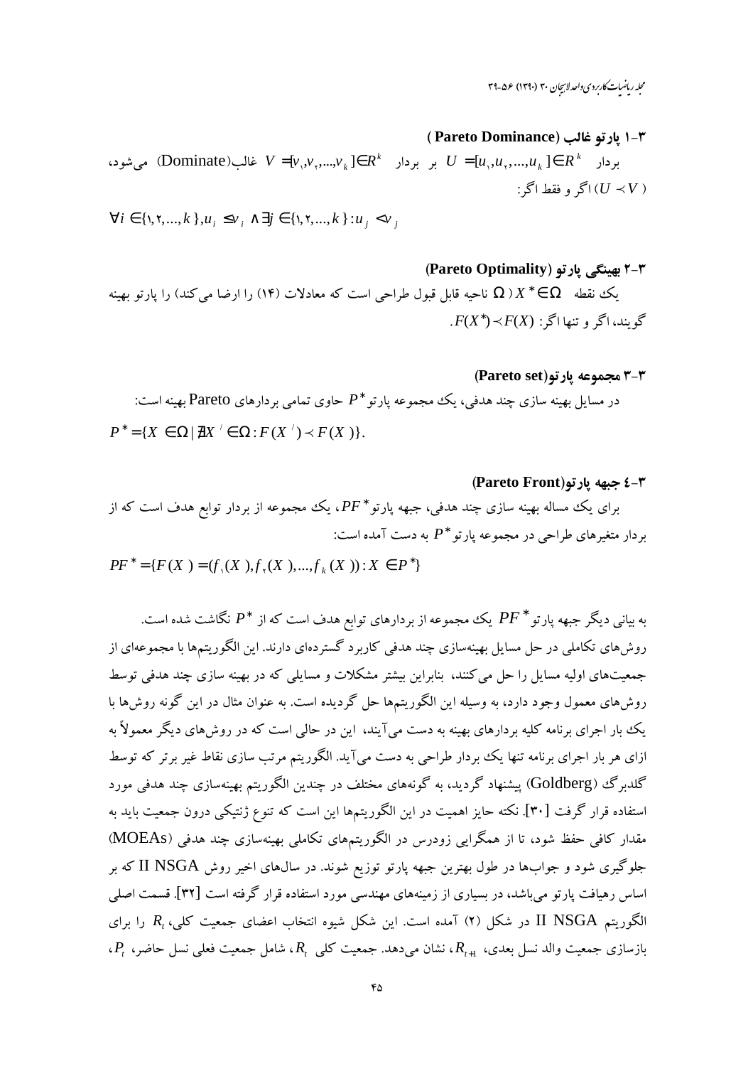### ۳-۱ پارتو غالب (Pareto Dominance)

بردار $U=[u_1,u_2,...,u_k]\in R^k$ بر بردار $V=[v_1,v_2,...,v_k]\in R^k$ غالب(Dominate) می‌شود، ($U \prec V$) اگر و فقط اگر:

$$\forall i \in \{1,2,...,k\}, u_i \le v_i \wedge \exists j \in \{1,2,...,k\}: u_j < v_j$$

### ۳-۲ بهینگی پارتو (Pareto Optimality)

یک نقطه $X^* \in \Omega$ ( $\Omega$ ناحیه قابل قبول طراحی است که معادلات (۱۴) را ارضا می‌کند) را پارتو بهینه گویند، اگر و تنها اگر: $F(X^*) \prec F(X)$.

### ۳-۳ مجموعه پارتو(Pareto set)

در مسایل بهینه سازی چند هدفی، یک مجموعه پارتو $P^*$ حاوی تمامی بردارهای Pareto بهینه است:

$$P^* = \{X \in \Omega \mid \nexists X' \in \Omega : F(X') \prec F(X)\}.$$

### ۳-٤ جبهه پارتو(Pareto Front)

برای یک مساله بهینه سازی چند هدفی، جبهه پارتو $PF^*$، یک مجموعه از بردار توابع هدف است که از بردار متغیرهای طراحی در مجموعه پارتو $P^*$ به دست آمده است:

$$PF^* = \{F(X) = (f_1(X), f_2(X), ..., f_k(X)) : X \in P^*\}$$

به بیانی دیگر جبهه پارتو $PF^*$ یک مجموعه از بردارهای توابع هدف است که از $P^*$ نگاشت شده است. روش‌های تکاملی در حل مسایل بهینه‌سازی چند هدفی کاربرد گسترده‌ای دارند. این الگوریتم‌ها با مجموعه‌ای از جمعیت‌های اولیه مسایل را حل می‌کنند، بنابراین بیشتر مشکلات و مسایلی که در بهینه سازی چند هدفی توسط روش‌های معمول وجود دارد، به وسیله این الگوریتم‌ها حل گردیده است. به عنوان مثال در این گونه روش‌ها با یک بار اجرای برنامه کلیه بردارهای بهینه به دست می‌آیند، این در حالی است که در روش‌های دیگر معمولاً به ازای هر بار اجرای برنامه تنها یک بردار طراحی به دست می‌آید. الگوریتم مرتب سازی نقاط غیر برتر که توسط گلدبرگ (Goldberg) پیشنهاد گردید، به گونه‌های مختلف در چندین الگوریتم بهینه‌سازی چند هدفی مورد استفاده قرار گرفت [۳۰]. نکته حایز اهمیت در این الگوریتم‌ها این است که تنوع ژنتیکی درون جمعیت باید به مقدار کافی حفظ شود، تا از همگرایی زودرس در الگوریتم‌های تکاملی بهینه‌سازی چند هدفی (MOEAs) جلوگیری شود و جواب‌ها در طول بهترین جبهه پارتو توزیع شوند. در سال‌های اخیر روش NSGA II که بر اساس رهیافت پارتو می‌باشد، در بسیاری از زمینه‌های مهندسی مورد استفاده قرار گرفته است [۳۲]. قسمت اصلی الگوریتم NSGA II در شکل (۲) آمده است. این شکل شیوه انتخاب اعضای جمعیت کلی، $R_t$ را برای بازسازی جمعیت والد نسل بعدی، $R_{t+1}$، نشان می‌دهد. جمعیت کلی $R_t$، شامل جمعیت فعلی نسل حاضر، $P_t$،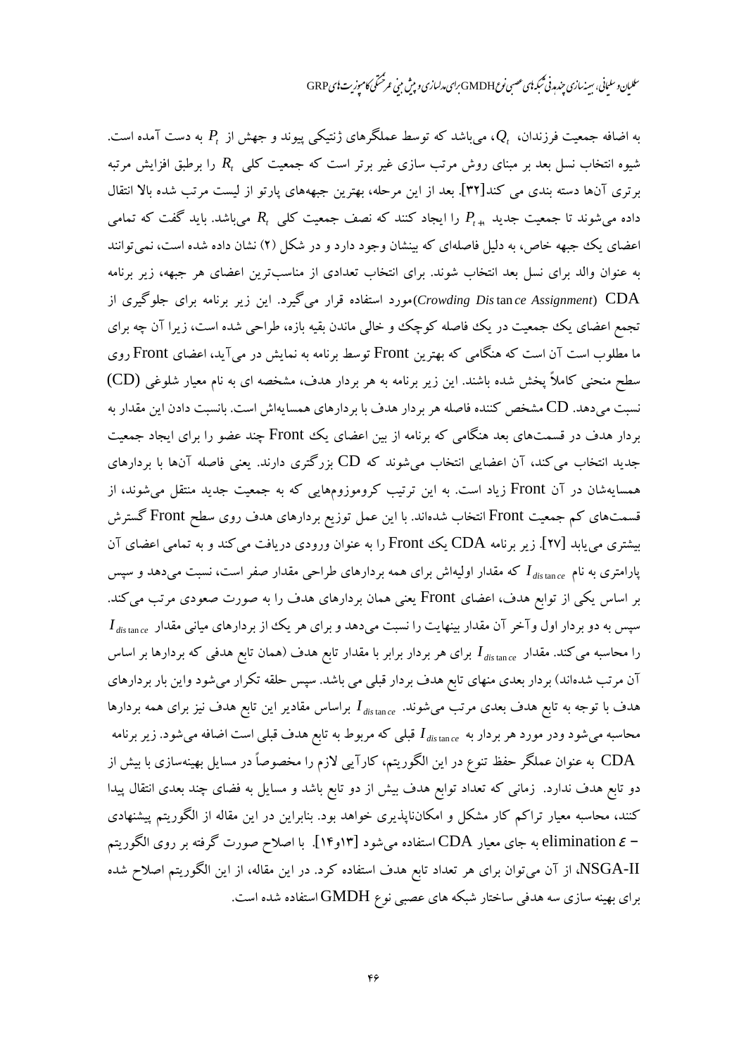به اضافه جمعیت فرزندان، $Q_t$، می‌باشد که توسط عملگرهای ژنتیکی پیوند و جهش از $P_t$ به دست آمده است. شیوه انتخاب نسل بعد بر مبنای روش مرتب سازی غیر برتر است که جمعیت کلی $R_t$ را برطبق افزایش مرتبه برتری آن‌ها دسته بندی می کند[۳۲]. بعد از این مرحله، بهترین جبهه‌های پارتو از لیست مرتب شده بالا انتقال داده می‌شوند تا جمعیت جدید $P_{t+1}$ را ایجاد کنند که نصف جمعیت کلی $R_t$ می‌باشد. باید گفت که تمامی اعضای یک جبهه خاص، به دلیل فاصله‌ای که بینشان وجود دارد و در شکل (۲) نشان داده شده است، نمی‌توانند به عنوان والد برای نسل بعد انتخاب شوند. برای انتخاب تعدادی از مناسب‌ترین اعضای هر جبهه، زیر برنامه CDA (*Crowding Distance Assignment*)مورد استفاده قرار می‌گیرد. این زیر برنامه برای جلوگیری از تجمع اعضای یک جمعیت در یک فاصله کوچک و خالی ماندن بقیه بازه، طراحی شده است، زیرا آن چه برای ما مطلوب است آن است که هنگامی که بهترین Front توسط برنامه به نمایش در می‌آید، اعضای Front روی سطح منحنی کاملاً پخش شده باشند. این زیر برنامه به هر بردار هدف، مشخصه ای به نام معیار شلوغی (CD) نسبت می‌دهد. CD مشخص کننده فاصله هر بردار هدف با بردارهای همسایه‌اش است. بانسبت دادن این مقدار به بردار هدف در قسمت‌های بعد هنگامی که برنامه از بین اعضای یک Front چند عضو را برای ایجاد جمعیت جدید انتخاب می‌کند، آن اعضایی انتخاب می‌شوند که CD بزرگتری دارند. یعنی فاصله آن‌ها با بردارهای همسایه‌شان در آن Front زیاد است. به این ترتیب کروموزوم‌هایی که به جمعیت جدید منتقل می‌شوند، از قسمت‌های کم جمعیت Front انتخاب شده‌اند. با این عمل توزیع بردارهای هدف روی سطح Front گسترش بیشتری می‌یابد [۲۷]. زیر برنامه CDA یک Front را به عنوان ورودی دریافت می‌کند و به تمامی اعضای آن پارامتری به نام $I_{distance}$ که مقدار اولیه‌اش برای همه بردارهای طراحی مقدار صفر است، نسبت می‌دهد و سپس بر اساس یکی از توابع هدف، اعضای Front یعنی همان بردارهای هدف را به صورت صعودی مرتب می‌کند. سپس به دو بردار اول وآخر آن مقدار بینهایت را نسبت می‌دهد و برای هر یک از بردارهای میانی مقدار $I_{distance}$ را محاسبه می‌کند. مقدار $I_{distance}$ برای هر بردار برابر با مقدار تابع هدف (همان تابع هدفی که بردارها بر اساس آن مرتب شده‌اند) بردار بعدی منهای تابع هدف بردار قبلی می باشد. سپس حلقه تکرار می‌شود واین بار بردارهای هدف با توجه به تابع هدف بعدی مرتب می‌شوند. $I_{distance}$ براساس مقادیر این تابع هدف نیز برای همه بردارها محاسبه می‌شود ودر مورد هر بردار به $I_{distance}$ قبلی که مربوط به تابع هدف قبلی است اضافه می‌شود. زیر برنامه CDA به عنوان عملگر حفظ تنوع در این الگوریتم، کارآیی لازم را مخصوصاً در مسایل بهینه‌سازی با بیش از دو تابع هدف ندارد. زمانی که تعداد توابع هدف بیش از دو تابع باشد و مسایل به فضای چند بعدی انتقال پیدا کنند، محاسبه معیار تراکم کار مشکل و امکان‌ناپذیری خواهد بود. بنابراین در این مقاله از الگوریتم پیشنهادی $\varepsilon$ – elimination به جای معیار CDA استفاده می‌شود [۱۳و۱۴]. با اصلاح صورت گرفته بر روی الگوریتم NSGA-II، از آن می‌توان برای هر تعداد تابع هدف استفاده کرد. در این مقاله، از این الگوریتم اصلاح شده برای بهینه سازی سه هدفی ساختار شبکه های عصبی نوع GMDH استفاده شده است.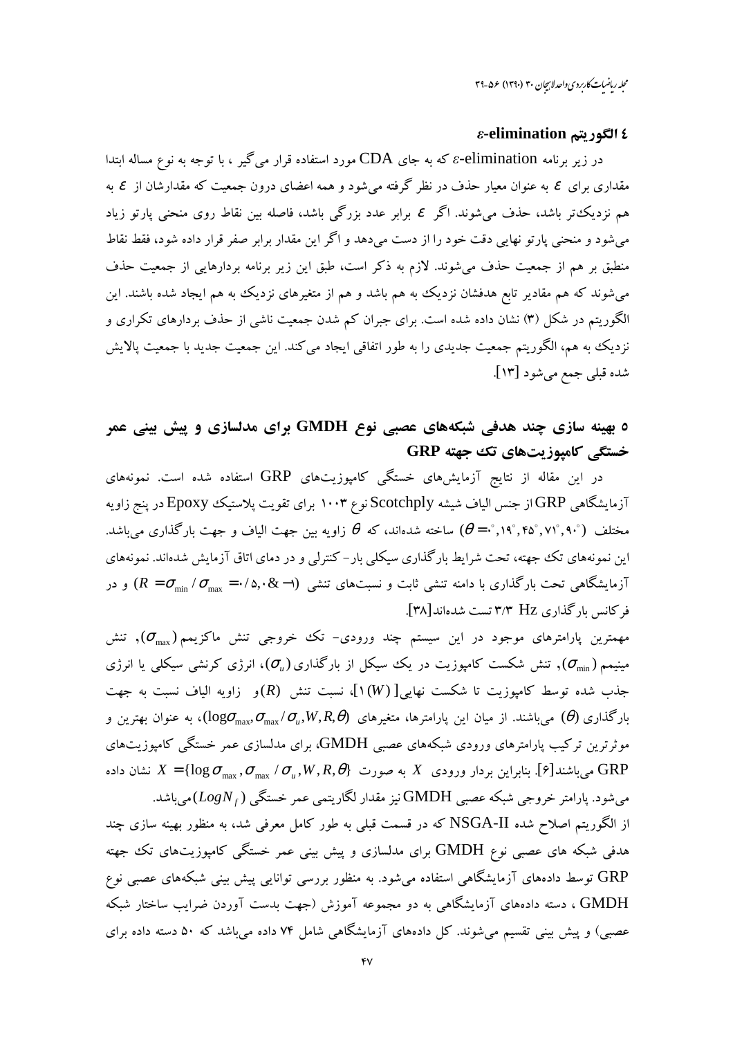## ٤ الگوریتم ε-elimination

در زیر برنامه ε-elimination که به جای CDA مورد استفاده قرار می‌گیر ، با توجه به نوع مساله ابتدا مقداری برای $\varepsilon$ به عنوان معیار حذف در نظر گرفته می‌شود و همه اعضای درون جمعیت که مقدارشان از $\varepsilon$ به هم نزدیک‌تر باشد، حذف می‌شوند. اگر $\varepsilon$ برابر عدد بزرگی باشد، فاصله بین نقاط روی منحنی پارتو زیاد می‌شود و منحنی پارتو نهایی دقت خود را از دست می‌دهد و اگر این مقدار برابر صفر قرار داده شود، فقط نقاط منطبق بر هم از جمعیت حذف می‌شوند. لازم به ذکر است، طبق این زیر برنامه بردارهایی از جمعیت حذف می‌شوند که هم مقادیر تابع هدفشان نزدیک به هم باشد و هم از متغیرهای نزدیک به هم ایجاد شده باشند. این الگوریتم در شکل (۳) نشان داده شده است. برای جبران کم شدن جمعیت ناشی از حذف بردارهای تکراری و نزدیک به هم، الگوریتم جمعیت جدیدی را به طور اتفاقی ایجاد می‌کند. این جمعیت جدید با جمعیت پالایش شده قبلی جمع می‌شود [۱۳].

## ٥ بهینه سازی چند هدفی شبکه‌های عصبی نوع GMDH برای مدلسازی و پیش بینی عمر خستگی کامپوزیت‌های تک جهته GRP

در این مقاله از نتایج آزمایش‌های خستگی کامپوزیت‌های GRP استفاده شده است. نمونه‌های آزمایشگاهی GRP از جنس الیاف شیشه Scotchply نوع ۱۰۰۳ برای تقویت پلاستیک Epoxy در پنج زاویه مختلف $(\theta=0^\circ,19^\circ,45^\circ,71^\circ,90^\circ)$ ساخته شده‌اند، که $\theta$ زاویه بین جهت الیاف و جهت بارگذاری می‌باشد. این نمونه‌های تک جهته، تحت شرایط بارگذاری سیکلی بار- کنترلی و در دمای اتاق آزمایش شده‌اند. نمونه‌های آزمایشگاهی تحت بارگذاری با دامنه تنشی ثابت و نسبت‌های تنشی $(R=\sigma_{\min}/\sigma_{\max}=0/5, 0 \,\&\, -1)$ و در فرکانس بارگذاری ۳/۳ Hz تست شده‌اند[۳۸].

مهمترین پارامترهای موجود در این سیستم چند ورودی- تک خروجی تنش ماکزیمم $(\sigma_{\max})$، تنش مینیمم $(\sigma_{\min})$، تنش شکست کامپوزیت در یک سیکل از بارگذاری $(\sigma_u)$، انرژی کرنشی سیکلی یا انرژی جذب شده توسط کامپوزیت تا شکست نهایی[ ۱ $(W)$]، نسبت تنش $(R)$و زاویه الیاف نسبت به جهت بارگذاری $(\theta)$ می‌باشند. از میان این پارامترها، متغیرهای $(\log\sigma_{\max},\sigma_{\max}/\sigma_u,W,R,\theta)$، به عنوان بهترین و موثرترین ترکیب پارامترهای ورودی شبکه‌های عصبی GMDH، برای مدلسازی عمر خستگی کامپوزیت‌های GRP می‌باشند[۶]. بنابراین بردار ورودی $X$ به صورت $X=\{\log\sigma_{\max},\sigma_{\max}/\sigma_u,W,R,\theta\}$ نشان داده می‌شود. پارامتر خروجی شبکه عصبی GMDH نیز مقدار لگاریتمی عمر خستگی $(LogN_f)$ می‌باشد.

از الگوریتم اصلاح شده NSGA-II که در قسمت قبلی به طور کامل معرفی شد، به منظور بهینه سازی چند هدفی شبکه های عصبی نوع GMDH برای مدلسازی و پیش بینی عمر خستگی کامپوزیت‌های تک جهته GRP توسط داده‌های آزمایشگاهی استفاده می‌شود. به منظور بررسی توانایی پیش بینی شبکه‌های عصبی نوع GMDH ، دسته داده‌های آزمایشگاهی به دو مجموعه آموزش (جهت بدست آوردن ضرایب ساختار شبکه عصبی) و پیش بینی تقسیم می‌شوند. کل داده‌های آزمایشگاهی شامل ۷۴ داده می‌باشد که ۵۰ دسته داده برای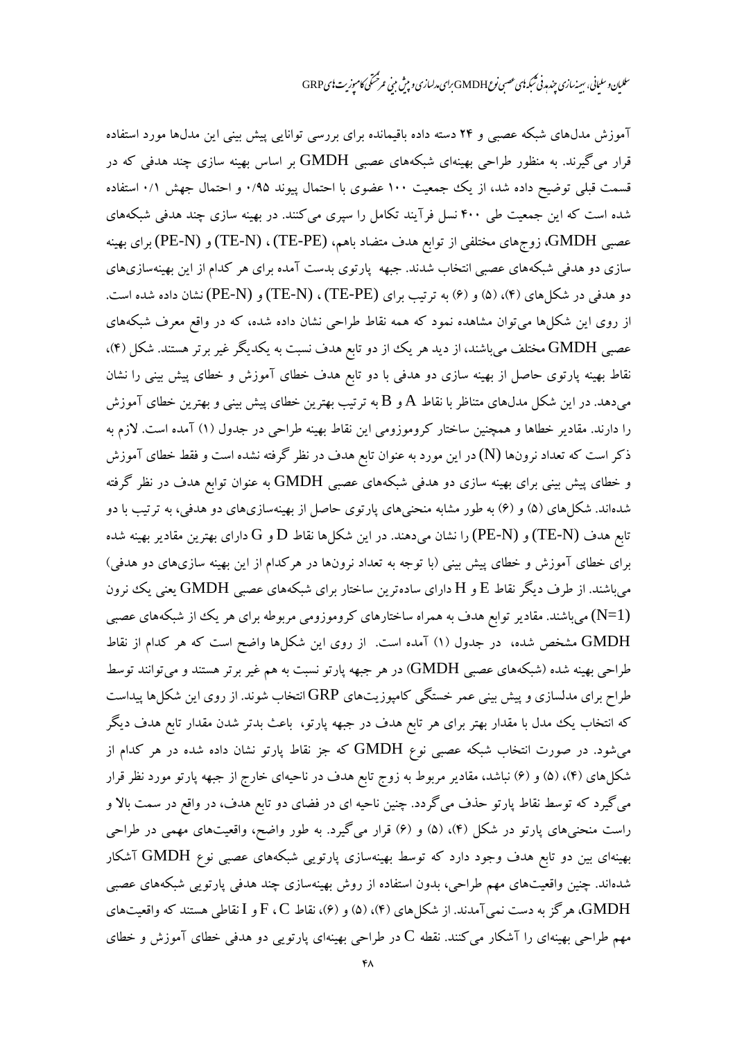آموزش مدل‌های شبکه عصبی و ۲۴ دسته داده باقیمانده برای بررسی توانایی پیش بینی این مدل‌ها مورد استفاده قرار می‌گیرند. به منظور طراحی بهینه‌ای شبکه‌های عصبی GMDH بر اساس بهینه سازی چند هدفی که در قسمت قبلی توضیح داده شد، از یک جمعیت ۱۰۰ عضوی با احتمال پیوند ۰/۹۵ و احتمال جهش ۰/۱ استفاده شده است که این جمعیت طی ۴۰۰ نسل فرآیند تکامل را سپری می‌کنند. در بهینه سازی چند هدفی شبکه‌های عصبی GMDH، زوج‌های مختلفی از توابع هدف متضاد باهم، (TE-PE) ، (TE-N) و (PE-N) برای بهینه سازی دو هدفی شبکه‌های عصبی انتخاب شدند. جبهه پارتوی بدست آمده برای هر کدام از این بهینه‌سازی‌های دو هدفی در شکل‌های (۴)، (۵) و (۶) به ترتیب برای (TE-PE) ، (TE-N) و (PE-N) نشان داده شده است. از روی این شکل‌ها می‌توان مشاهده نمود که همه نقاط طراحی نشان داده شده، که در واقع معرف شبکه‌های عصبی GMDH مختلف می‌باشند، از دید هر یک از دو تابع هدف نسبت به یکدیگر غیر برتر هستند. شکل (۴)، نقاط بهینه پارتوی حاصل از بهینه سازی دو هدفی با دو تابع هدف خطای آموزش و خطای پیش بینی را نشان می‌دهد. در این شکل مدل‌های متناظر با نقاط A و B به ترتیب بهترین خطای پیش بینی و بهترین خطای آموزش را دارند. مقادیر خطاها و همچنین ساختار کروموزومی این نقاط بهینه طراحی در جدول (۱) آمده است. لازم به ذکر است که تعداد نرون‌ها (N) در این مورد به عنوان تابع هدف در نظر گرفته نشده است و فقط خطای آموزش و خطای پیش بینی برای بهینه سازی دو هدفی شبکه‌های عصبی GMDH به عنوان توابع هدف در نظر گرفته شده‌اند. شکل‌های (۵) و (۶) به طور مشابه منحنی‌های پارتوی حاصل از بهینه‌سازی‌های دو هدفی، به ترتیب با دو تابع هدف (TE-N) و (PE-N) را نشان می‌دهند. در این شکل‌ها نقاط D و G دارای بهترین مقادیر بهینه شده برای خطای آموزش و خطای پیش بینی (با توجه به تعداد نرون‌ها در هرکدام از این بهینه سازی‌های دو هدفی) می‌باشند. از طرف دیگر نقاط E و H دارای ساده‌ترین ساختار برای شبکه‌های عصبی GMDH یعنی یک نرون (N=1) می‌باشند. مقادیر توابع هدف به همراه ساختارهای کروموزومی مربوطه برای هر یک از شبکه‌های عصبی GMDH مشخص شده، در جدول (۱) آمده است. از روی این شکل‌ها واضح است که هر کدام از نقاط طراحی بهینه شده (شبکه‌های عصبی GMDH) در هر جبهه پارتو نسبت به هم غیر برتر هستند و می‌توانند توسط طراح برای مدلسازی و پیش بینی عمر خستگی کامپوزیت‌های GRP انتخاب شوند. از روی این شکل‌ها پیداست که انتخاب یک مدل با مقدار بهتر برای هر تابع هدف در جبهه پارتو، باعث بدتر شدن مقدار تابع هدف دیگر می‌شود. در صورت انتخاب شبکه عصبی نوع GMDH که جز نقاط پارتو نشان داده شده در هر کدام از شکل‌های (۴)، (۵) و (۶) نباشد، مقادیر مربوط به زوج تابع هدف در ناحیه‌ای خارج از جبهه پارتو مورد نظر قرار می‌گیرد که توسط نقاط پارتو حذف می‌گردد. چنین ناحیه ای در فضای دو تابع هدف، در واقع در سمت بالا و راست منحنی‌های پارتو در شکل (۴)، (۵) و (۶) قرار می‌گیرد. به طور واضح، واقعیت‌های مهمی در طراحی بهینه‌ای بین دو تابع هدف وجود دارد که توسط بهینه‌سازی پارتویی شبکه‌های عصبی نوع GMDH آشکار شده‌اند. چنین واقعیت‌های مهم طراحی، بدون استفاده از روش بهینه‌سازی چند هدفی پارتویی شبکه‌های عصبی GMDH، هرگز به دست نمی‌آمدند. از شکل‌های (۴)، (۵) و (۶)، نقاط C ، F و I نقاطی هستند که واقعیت‌های مهم طراحی بهینه‌ای را آشکار می‌کنند. نقطه C در طراحی بهینه‌ای پارتویی دو هدفی خطای آموزش و خطای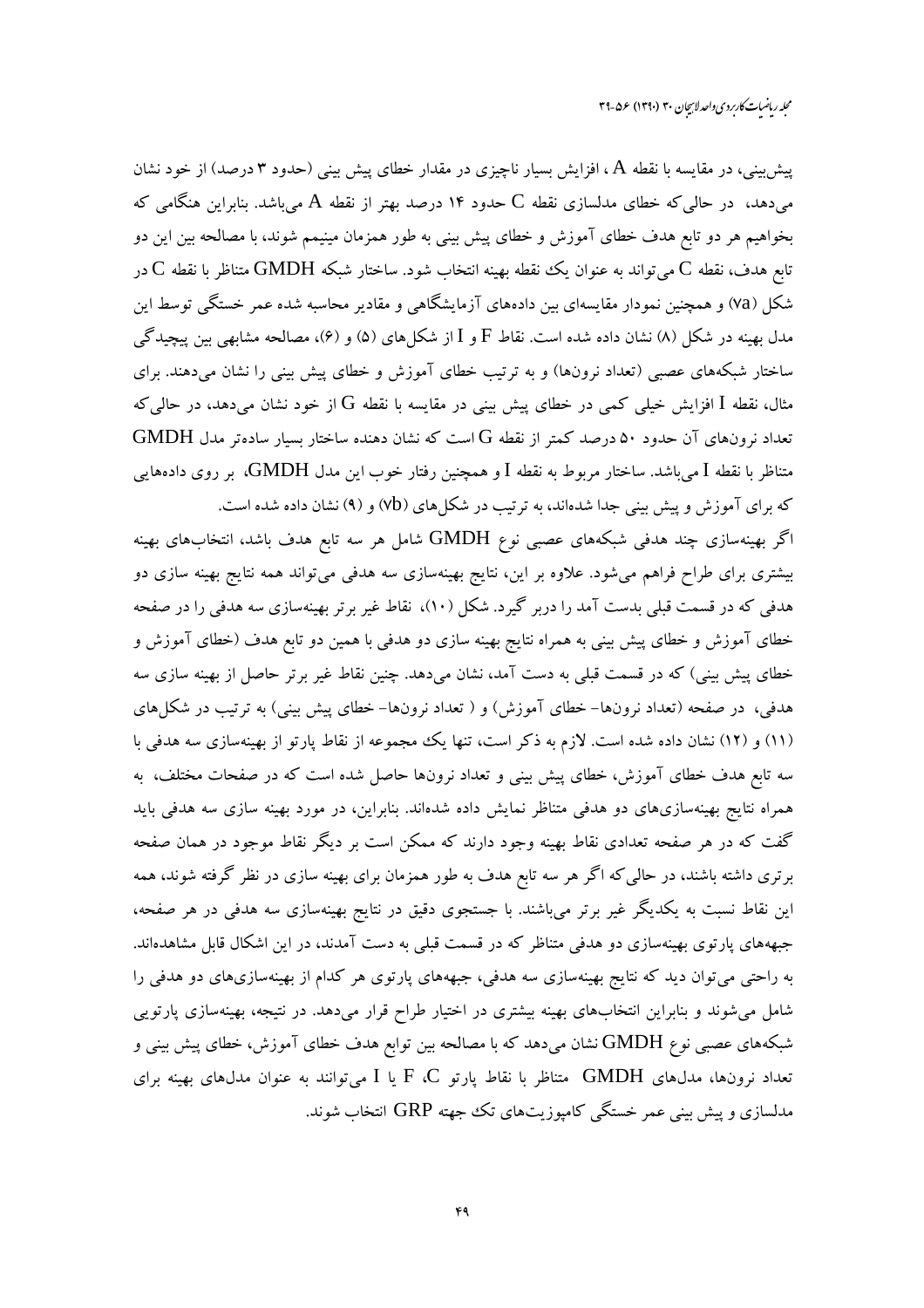پیش‌بینی، در مقایسه با نقطه A ، افزایش بسیار ناچیزی در مقدار خطای پیش بینی (حدود ۳ درصد) از خود نشان می‌دهد، در حالی‌که خطای مدلسازی نقطه C حدود ۱۴ درصد بهتر از نقطه A می‌باشد. بنابراین هنگامی که بخواهیم هر دو تابع هدف خطای آموزش و خطای پیش بینی به طور همزمان مینیمم شوند، با مصالحه بین این دو تابع هدف، نقطه C می‌تواند به عنوان یک نقطه بهینه انتخاب شود. ساختار شبکه GMDH متناظر با نقطه C در شکل (7a) و همچنین نمودار مقایسه‌ای بین داده‌های آزمایشگاهی و مقادیر محاسبه شده عمر خستگی توسط این مدل بهینه در شکل (۸) نشان داده شده است. نقاط F و I از شکل‌های (۵) و (۶)، مصالحه مشابهی بین پیچیدگی ساختار شبکه‌های عصبی (تعداد نرون‌ها) و به ترتیب خطای آموزش و خطای پیش بینی را نشان می‌دهند. برای مثال، نقطه I افزایش خیلی کمی در خطای پیش بینی در مقایسه با نقطه G از خود نشان می‌دهد، در حالی‌که تعداد نرون‌های آن حدود ۵۰ درصد کمتر از نقطه G است که نشان دهنده ساختار بسیار ساده‌تر مدل GMDH متناظر با نقطه I می‌باشد. ساختار مربوط به نقطه I و همچنین رفتار خوب این مدل GMDH، بر روی داده‌هایی که برای آموزش و پیش بینی جدا شده‌اند، به ترتیب در شکل‌های (7b) و (۹) نشان داده شده است.

اگر بهینه‌سازی چند هدفی شبکه‌های عصبی نوع GMDH شامل هر سه تابع هدف باشد، انتخاب‌های بهینه بیشتری برای طراح فراهم می‌شود. علاوه بر این، نتایج بهینه‌سازی سه هدفی می‌تواند همه نتایج بهینه سازی دو هدفی که در قسمت قبلی بدست آمد را دربر گیرد. شکل (۱۰)، نقاط غیر برتر بهینه‌سازی سه هدفی را در صفحه خطای آموزش و خطای پیش بینی به همراه نتایج بهینه سازی دو هدفی با همین دو تابع هدف (خطای آموزش و خطای پیش بینی) که در قسمت قبلی به دست آمد، نشان می‌دهد. چنین نقاط غیر برتر حاصل از بهینه سازی سه هدفی، در صفحه (تعداد نرون‌ها- خطای آموزش) و ( تعداد نرون‌ها- خطای پیش بینی) به ترتیب در شکل‌های (۱۱) و (۱۲) نشان داده شده است. لازم به ذکر است، تنها یک مجموعه از نقاط پارتو از بهینه‌سازی سه هدفی با سه تابع هدف خطای آموزش، خطای پیش بینی و تعداد نرون‌ها حاصل شده است که در صفحات مختلف، به همراه نتایج بهینه‌سازی‌های دو هدفی متناظر نمایش داده شده‌اند. بنابراین، در مورد بهینه سازی سه هدفی باید گفت که در هر صفحه تعدادی نقاط بهینه وجود دارند که ممکن است بر دیگر نقاط موجود در همان صفحه برتری داشته باشند، در حالی‌که اگر هر سه تابع هدف به طور همزمان برای بهینه سازی در نظر گرفته شوند، همه این نقاط نسبت به یکدیگر غیر برتر می‌باشند. با جستجوی دقیق در نتایج بهینه‌سازی سه هدفی در هر صفحه، جبهه‌های پارتوی بهینه‌سازی دو هدفی متناظر که در قسمت قبلی به دست آمدند، در این اشکال قابل مشاهده‌اند. به راحتی می‌توان دید که نتایج بهینه‌سازی سه هدفی، جبهه‌های پارتوی هر کدام از بهینه‌سازی‌های دو هدفی را شامل می‌شوند و بنابراین انتخاب‌های بهینه بیشتری در اختیار طراح قرار می‌دهد. در نتیجه، بهینه‌سازی پارتویی شبکه‌های عصبی نوع GMDH نشان می‌دهد که با مصالحه بین توابع هدف خطای آموزش، خطای پیش بینی و تعداد نرون‌ها، مدل‌های GMDH متناظر با نقاط پارتو C، F یا I می‌توانند به عنوان مدل‌های بهینه برای مدلسازی و پیش بینی عمر خستگی کامپوزیت‌های تک جهته GRP انتخاب شوند.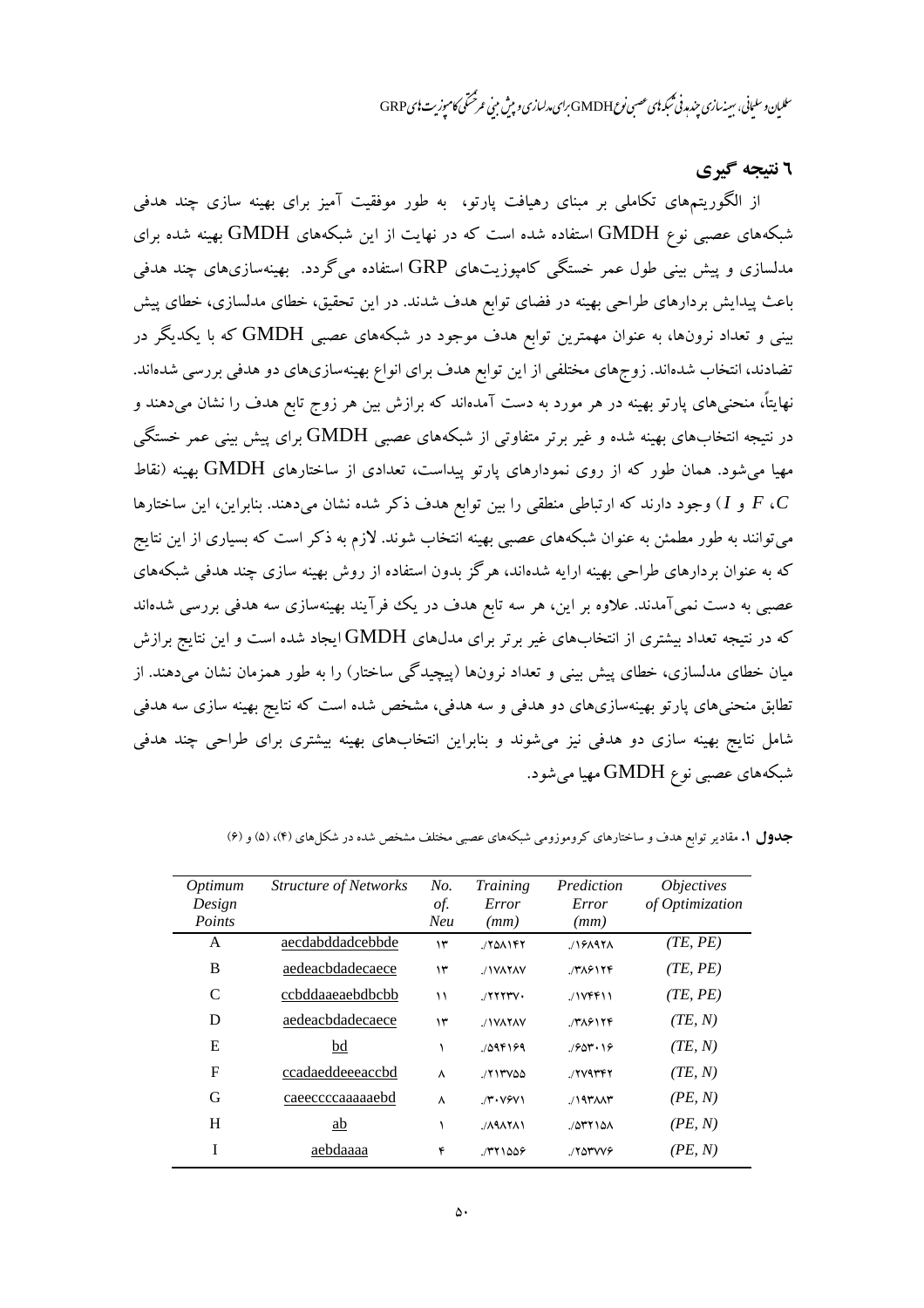## ۶ نتیجه گیری

از الگوریتم‌های تکاملی بر مبنای رهیافت پارتو، به طور موفقیت آمیز برای بهینه سازی چند هدفی شبکه‌های عصبی نوع GMDH استفاده شده است که در نهایت از این شبکه‌های GMDH بهینه شده برای مدلسازی و پیش بینی طول عمر خستگی کامپوزیت‌های GRP استفاده می‌گردد. بهینه‌سازی‌های چند هدفی باعث پیدایش بردارهای طراحی بهینه در فضای توابع هدف شدند. در این تحقیق، خطای مدلسازی، خطای پیش بینی و تعداد نرون‌ها، به عنوان مهمترین توابع هدف موجود در شبکه‌های عصبی GMDH که با یکدیگر در تضادند، انتخاب شده‌اند. زوج‌های مختلفی از این توابع هدف برای انواع بهینه‌سازی‌های دو هدفی بررسی شده‌اند. نهایتاً، منحنی‌های پارتو بهینه در هر مورد به دست آمده‌اند که برازش بین هر زوج تابع هدف را نشان می‌دهند و در نتیجه انتخاب‌های بهینه شده و غیر برتر متفاوتی از شبکه‌های عصبی GMDH برای پیش بینی عمر خستگی مهیا می‌شود. همان طور که از روی نمودارهای پارتو پیداست، تعدادی از ساختارهای GMDH بهینه (نقاط $C$، $F$ و $I$) وجود دارند که ارتباطی منطقی را بین توابع هدف ذکر شده نشان می‌دهند. بنابراین، این ساختارها می‌توانند به طور مطمئن به عنوان شبکه‌های عصبی بهینه انتخاب شوند. لازم به ذکر است که بسیاری از این نتایج که به عنوان بردارهای طراحی بهینه ارایه شده‌اند، هرگز بدون استفاده از روش بهینه سازی چند هدفی شبکه‌های عصبی به دست نمی‌آمدند. علاوه بر این، هر سه تابع هدف در یک فرآیند بهینه‌سازی سه هدفی بررسی شده‌اند که در نتیجه تعداد بیشتری از انتخاب‌های غیر برتر برای مدل‌های GMDH ایجاد شده است و این نتایج برازش میان خطای مدلسازی، خطای پیش بینی و تعداد نرون‌ها (پیچیدگی ساختار) را به طور همزمان نشان می‌دهند. از تطابق منحنی‌های پارتو بهینه‌سازی‌های دو هدفی و سه هدفی، مشخص شده است که نتایج بهینه سازی سه هدفی شامل نتایج بهینه سازی دو هدفی نیز می‌شوند و بنابراین انتخاب‌های بهینه بیشتری برای طراحی چند هدفی شبکه‌های عصبی نوع GMDH مهیا می‌شود.

**جدول ۱.** مقادیر توابع هدف و ساختارهای کروموزومی شبکه‌های عصبی مختلف مشخص شده در شکل‌های (۴)، (۵) و (۶)

| *Optimum Design Points* | *Structure of Networks* | *No. of. Neu* | *Training Error (mm)* | *Prediction Error (mm)* | *Objectives of Optimization* |
|---|---|---|---|---|---|
| A | aecdabddadcebbde | ۱۳ | ۰/۲۵۸۱۴۲ | ۰/۱۶۸۹۲۸ | *(TE, PE)* |
| B | aedeacbdadecaece | ۱۳ | ۰/۱۷۸۲۸۷ | ۰/۳۸۶۱۲۴ | *(TE, PE)* |
| C | ccbddaaeaebdbcbb | ۱۱ | ۰/۲۲۲۳۷۰ | ۰/۱۷۴۴۱۱ | *(TE, PE)* |
| D | aedeacbdadecaece | ۱۳ | ۰/۱۷۸۲۸۷ | ۰/۳۸۶۱۲۴ | *(TE, N)* |
| E | bd | ۱ | ۰/۵۹۴۱۶۹ | ۰/۶۵۳۰۱۶ | *(TE, N)* |
| F | ccadaeddeeeaccbd | ۸ | ۰/۲۱۳۷۵۵ | ۰/۲۷۹۳۴۲ | *(TE, N)* |
| G | caeeccccaaaaaebd | ۸ | ۰/۳۰۷۶۷۱ | ۰/۱۹۳۸۸۳ | *(PE, N)* |
| H | ab | ۱ | ۰/۸۹۸۲۸۱ | ۰/۵۳۲۱۵۸ | *(PE, N)* |
| I | aebdaaaa | ۴ | ۰/۳۲۱۵۵۶ | ۰/۲۵۳۷۷۶ | *(PE, N)* |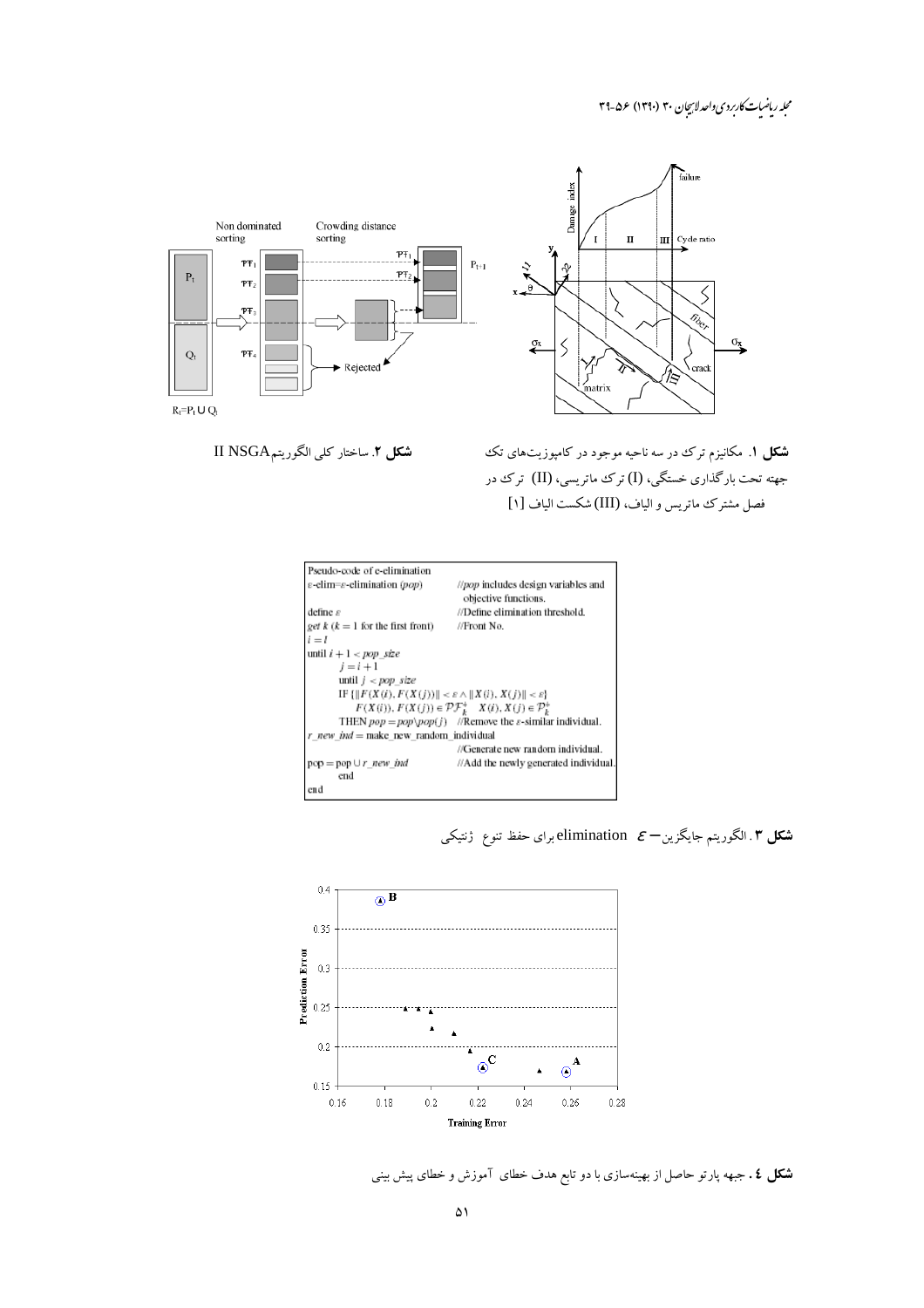failure

Damage index

I II III Cycle ratio

y

x θ

1 2

fiber

σx σx

crack

matrix

I II III

**شکل ۱.** مکانیزم ترک در سه ناحیه موجود در کامپوزیت‌های تک جهته تحت بارگذاری خستگی، (I) ترک ماتریسی، (II) ترک در فصل مشترک ماتریس و الیاف، (III) شکست الیاف [۱]

Non dominated sorting

Crowding distance sorting

$P_t$

$Q_t$

$\mathcal{PF}_1$

$\mathcal{PF}_2$

$\mathcal{PF}_3$

$\mathcal{PF}_4$

$P_{t+1}$

Rejected

$R_t = P_t \cup Q_t$

**شکل ۲.** ساختار کلی الگوریتم NSGA II

```
Pseudo-code of ε-elimination
ε-elim=ε-elimination (pop)          //pop includes design variables and
                                     objective functions.
define ε                             //Define elimination threshold.
get k (k = 1 for the first front)    //Front No.
i = 1
until i + 1 < pop_size
      j = i + 1
      until j < pop_size
      IF {‖F(X(i)), F(X(j))‖ < ε ∧ ‖X(i), X(j)‖ < ε}
         F(X(i)), F(X(j)) ∈ PF*_k    X(i), X(j) ∈ P*_k
      THEN pop = pop\pop(j)    //Remove the ε-similar individual.
r_new_ind = make_new_random_individual
                                     //Generate new random individual.
pop = pop ∪ r_new_ind                //Add the newly generated individual.
      end
end
```

**شکل ۳.** الگوریتم جایگزین $\varepsilon -$ elimination برای حفظ تنوع ژنتیکی

Prediction Error

0.4

0.35

0.3

0.25

0.2

0.15

0.16 0.18 0.2 0.22 0.24 0.26 0.28

Training Error

B

C

A

**شکل ٤.** جبهه پارتو حاصل از بهینه‌سازی با دو تابع هدف خطای آموزش و خطای پیش بینی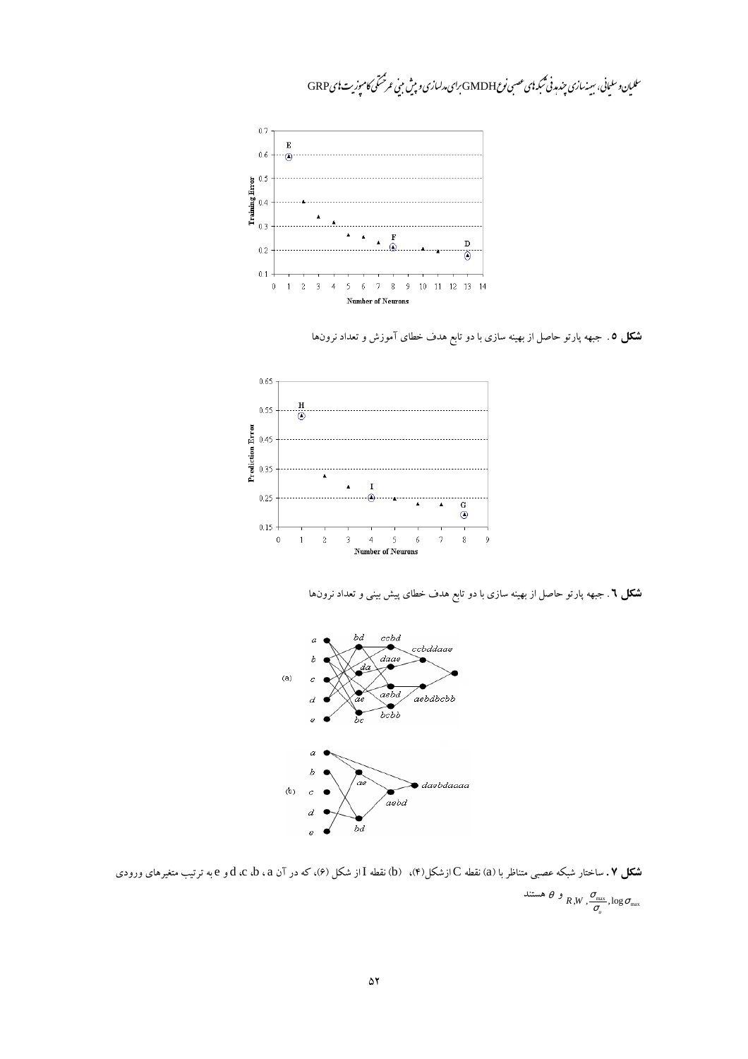0.7
0.6
0.5
0.4
0.3
0.2
0.1
Training Error
E
F
D
0 1 2 3 4 5 6 7 8 9 10 11 12 13 14
Number of Neurons

**شکل ۵** . جبهه پارتو حاصل از بهینه سازی با دو تابع هدف خطای آموزش و تعداد نرون‌ها

0.65
0.55
0.45
0.35
0.25
0.15
Prediction Error
H
I
G
0 1 2 3 4 5 6 7 8 9
Number of Neurons

**شکل ٦** . جبهه پارتو حاصل از بهینه سازی با دو تابع هدف خطای پیش بینی و تعداد نرون‌ها

(a)
a
b
c
d
e
bd
da
ae
bc
ccbd
daae
aebd
bcbb
ccbddaae
aebdbcbb

(b)
a
b
c
d
e
ae
bd
aebd
daebdaaaa

**شکل ۷** . ساختار شبکه عصبی متناظر با (a) نقطه C ازشکل(۴)، (b) نقطه I از شکل (۶)، که در آن a ، b، c، d و e به ترتیب متغیرهای ورودی $R, W, \frac{\sigma_{max}}{\sigma_u}, \log\sigma_{max}$ و $\theta$ هستند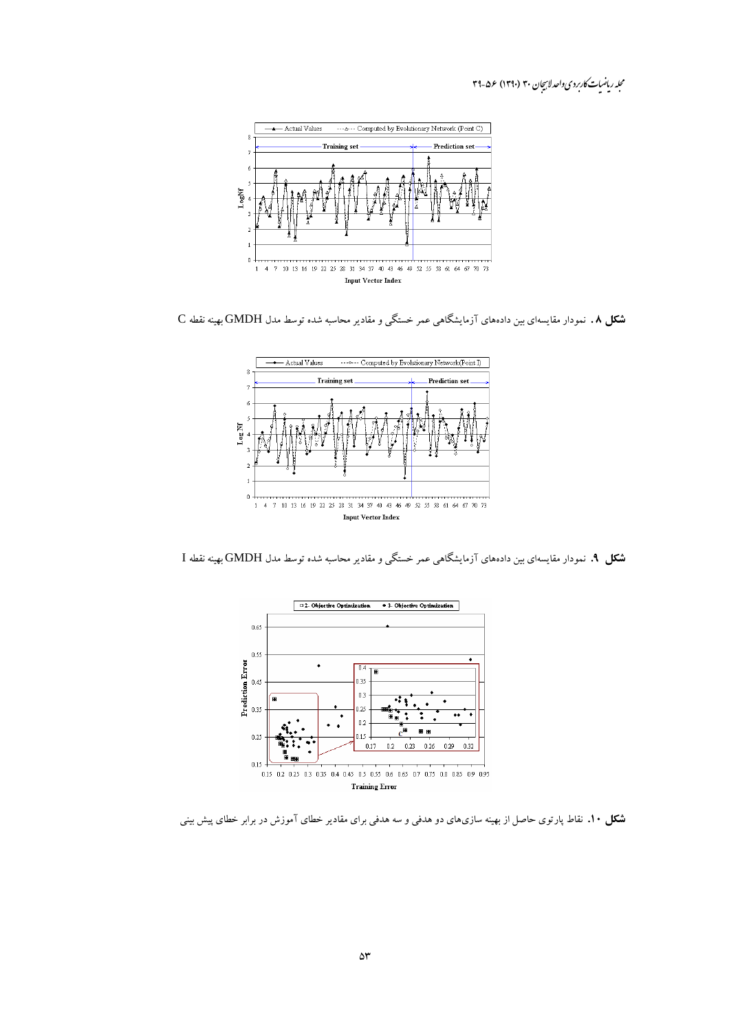Actual Values
Computed by Evolutionary Network (Point C)
Training set
Prediction set
LogNf
Input Vector Index
0
1
2
3
4
5
6
7
8
1 4 7 10 13 16 19 22 25 28 31 34 37 40 43 46 49 52 55 58 61 64 67 70 73

**شکل ۸.** نمودار مقایسه‌ای بین داده‌های آزمایشگاهی عمر خستگی و مقادیر محاسبه شده توسط مدل GMDH بهینه نقطه C

Actual Values
Computed by Evolutionary Network(Point I)
Training set
Prediction set
Log Nf
Input Vector Index
0
1
2
3
4
5
6
7
8
1 4 7 10 13 16 19 22 25 28 31 34 37 40 43 46 49 52 55 58 61 64 67 70 73

**شکل ۹.** نمودار مقایسه‌ای بین داده‌های آزمایشگاهی عمر خستگی و مقادیر محاسبه شده توسط مدل GMDH بهینه نقطه I

2- Objective Optimization
3- Objective Optimization
Prediction Error
Training Error
0.15
0.25
0.35
0.45
0.55
0.65
0.15 0.2 0.25 0.3 0.35 0.4 0.45 0.5 0.55 0.6 0.65 0.7 0.75 0.8 0.85 0.9 0.95
0.15
0.2
0.25
0.3
0.35
0.4
0.17 0.2 0.23 0.26 0.29 0.32
C

**شکل ۱۰.** نقاط پارتوی حاصل از بهینه سازی‌های دو هدفی و سه هدفی برای مقادیر خطای آموزش در برابر خطای پیش بینی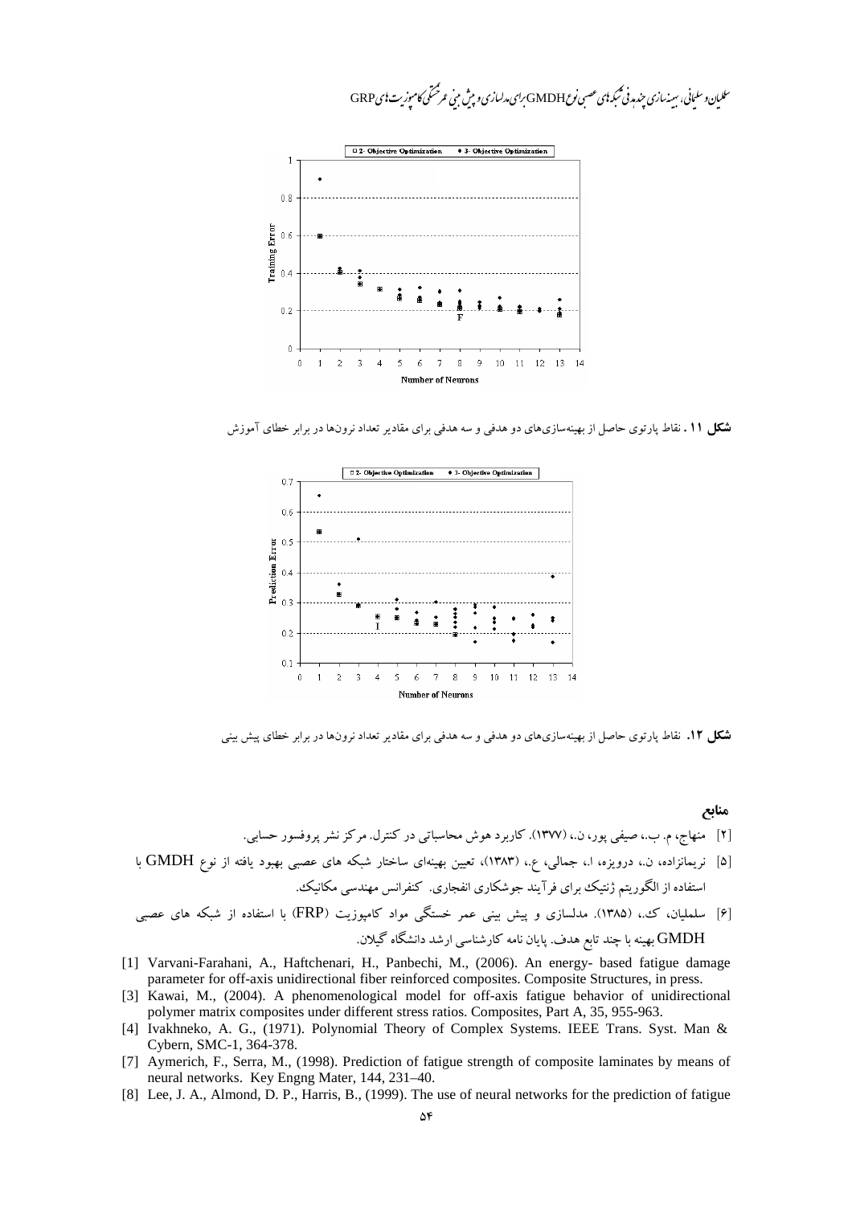□ 2- Objective Optimization ♦ 3- Objective Optimization

Training Error

1
0.8
0.6
0.4
0.2
0

F

0 1 2 3 4 5 6 7 8 9 10 11 12 13 14

Number of Neurons

**شکل ۱۱ .** نقاط پارتوی حاصل از بهینه‌سازی‌های دو هدفی و سه هدفی برای مقادیر تعداد نرون‌ها در برابر خطای آموزش

□ 2- Objective Optimization ♦ 3- Objective Optimization

Prediction Error

0.7
0.6
0.5
0.4
0.3
0.2
0.1

I

0 1 2 3 4 5 6 7 8 9 10 11 12 13 14

Number of Neurons

**شکل ۱۲.** نقاط پارتوی حاصل از بهینه‌سازی‌های دو هدفی و سه هدفی برای مقادیر تعداد نرون‌ها در برابر خطای پیش بینی

## منابع

[۲] منهاج، م. ب.، صیفی پور، ن.، (۱۳۷۷). کاربرد هوش محاسباتی در کنترل. مرکز نشر پروفسور حسابی.

[۵] نریمانزاده، ن.، درویزه، ا.، جمالی، ع.، (۱۳۸۳)، تعیین بهینه‌ای ساختار شبکه های عصبی بهبود یافته از نوع GMDH با استفاده از الگوریتم ژنتیک برای فرآیند جوشکاری انفجاری. کنفرانس مهندسی مکانیک.

[۶] سلملیان، ک.، (۱۳۸۵). مدلسازی و پیش بینی عمر خستگی مواد کامپوزیت (FRP) با استفاده از شبکه های عصبی GMDH بهینه با چند تابع هدف. پایان نامه کارشناسی ارشد دانشگاه گیلان.

[1] Varvani-Farahani, A., Haftchenari, H., Panbechi, M., (2006). An energy- based fatigue damage parameter for off-axis unidirectional fiber reinforced composites. Composite Structures, in press.

[3] Kawai, M., (2004). A phenomenological model for off-axis fatigue behavior of unidirectional polymer matrix composites under different stress ratios. Composites, Part A, 35, 955-963.

[4] Ivakhneko, A. G., (1971). Polynomial Theory of Complex Systems. IEEE Trans. Syst. Man & Cybern, SMC-1, 364-378.

[7] Aymerich, F., Serra, M., (1998). Prediction of fatigue strength of composite laminates by means of neural networks. Key Engng Mater, 144, 231–40.

[8] Lee, J. A., Almond, D. P., Harris, B., (1999). The use of neural networks for the prediction of fatigue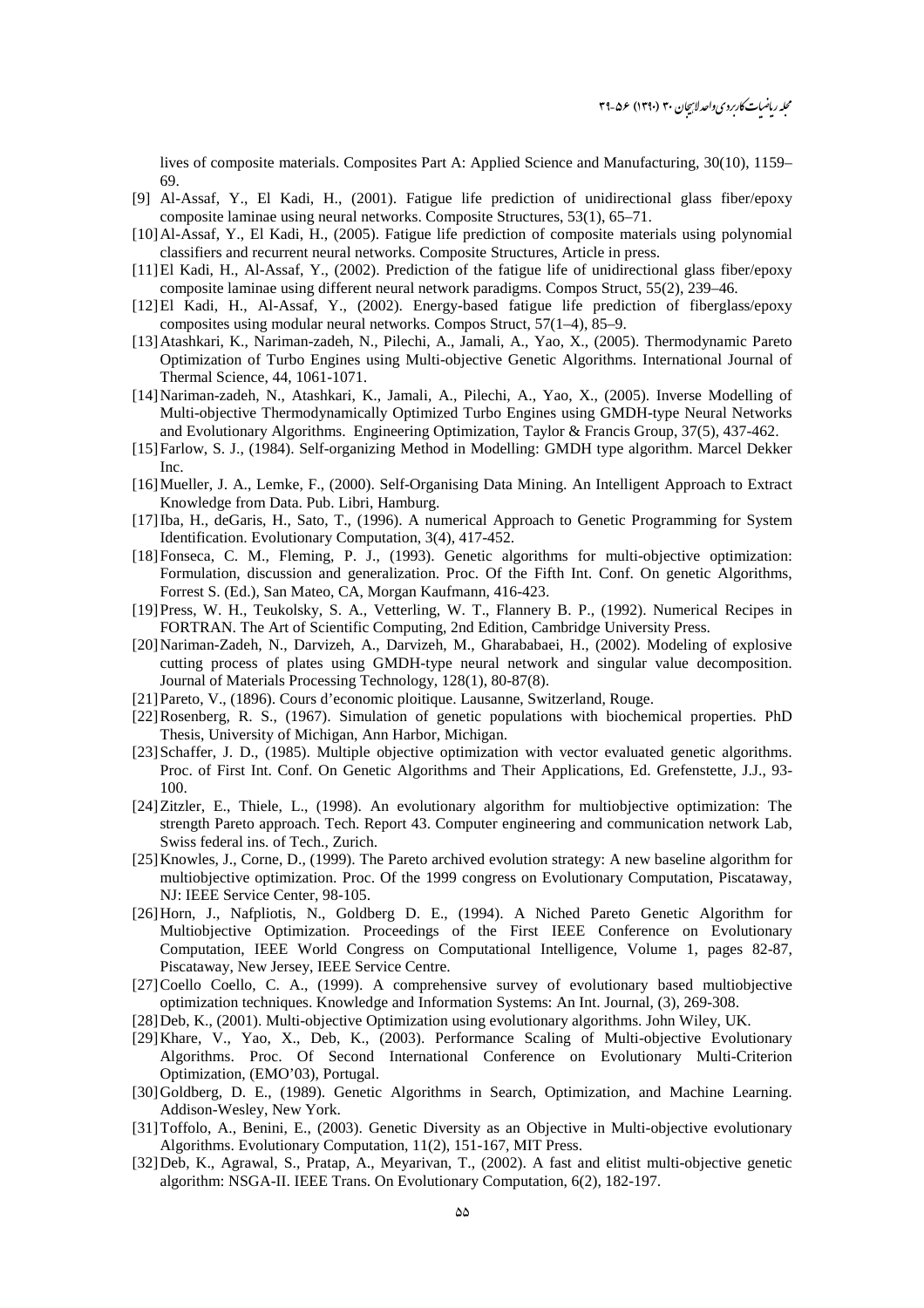lives of composite materials. Composites Part A: Applied Science and Manufacturing, 30(10), 1159–69.

[9] Al-Assaf, Y., El Kadi, H., (2001). Fatigue life prediction of unidirectional glass fiber/epoxy composite laminae using neural networks. Composite Structures, 53(1), 65–71.

[10] Al-Assaf, Y., El Kadi, H., (2005). Fatigue life prediction of composite materials using polynomial classifiers and recurrent neural networks. Composite Structures, Article in press.

[11] El Kadi, H., Al-Assaf, Y., (2002). Prediction of the fatigue life of unidirectional glass fiber/epoxy composite laminae using different neural network paradigms. Compos Struct, 55(2), 239–46.

[12] El Kadi, H., Al-Assaf, Y., (2002). Energy-based fatigue life prediction of fiberglass/epoxy composites using modular neural networks. Compos Struct, 57(1–4), 85–9.

[13] Atashkari, K., Nariman-zadeh, N., Pilechi, A., Jamali, A., Yao, X., (2005). Thermodynamic Pareto Optimization of Turbo Engines using Multi-objective Genetic Algorithms. International Journal of Thermal Science, 44, 1061-1071.

[14] Nariman-zadeh, N., Atashkari, K., Jamali, A., Pilechi, A., Yao, X., (2005). Inverse Modelling of Multi-objective Thermodynamically Optimized Turbo Engines using GMDH-type Neural Networks and Evolutionary Algorithms. Engineering Optimization, Taylor & Francis Group, 37(5), 437-462.

[15] Farlow, S. J., (1984). Self-organizing Method in Modelling: GMDH type algorithm. Marcel Dekker Inc.

[16] Mueller, J. A., Lemke, F., (2000). Self-Organising Data Mining. An Intelligent Approach to Extract Knowledge from Data. Pub. Libri, Hamburg.

[17] Iba, H., deGaris, H., Sato, T., (1996). A numerical Approach to Genetic Programming for System Identification. Evolutionary Computation, 3(4), 417-452.

[18] Fonseca, C. M., Fleming, P. J., (1993). Genetic algorithms for multi-objective optimization: Formulation, discussion and generalization. Proc. Of the Fifth Int. Conf. On genetic Algorithms, Forrest S. (Ed.), San Mateo, CA, Morgan Kaufmann, 416-423.

[19] Press, W. H., Teukolsky, S. A., Vetterling, W. T., Flannery B. P., (1992). Numerical Recipes in FORTRAN. The Art of Scientific Computing, 2nd Edition, Cambridge University Press.

[20] Nariman-Zadeh, N., Darvizeh, A., Darvizeh, M., Gharababaei, H., (2002). Modeling of explosive cutting process of plates using GMDH-type neural network and singular value decomposition. Journal of Materials Processing Technology, 128(1), 80-87(8).

[21] Pareto, V., (1896). Cours d'economic ploitique. Lausanne, Switzerland, Rouge.

[22] Rosenberg, R. S., (1967). Simulation of genetic populations with biochemical properties. PhD Thesis, University of Michigan, Ann Harbor, Michigan.

[23] Schaffer, J. D., (1985). Multiple objective optimization with vector evaluated genetic algorithms. Proc. of First Int. Conf. On Genetic Algorithms and Their Applications, Ed. Grefenstette, J.J., 93-100.

[24] Zitzler, E., Thiele, L., (1998). An evolutionary algorithm for multiobjective optimization: The strength Pareto approach. Tech. Report 43. Computer engineering and communication network Lab, Swiss federal ins. of Tech., Zurich.

[25] Knowles, J., Corne, D., (1999). The Pareto archived evolution strategy: A new baseline algorithm for multiobjective optimization. Proc. Of the 1999 congress on Evolutionary Computation, Piscataway, NJ: IEEE Service Center, 98-105.

[26] Horn, J., Nafpliotis, N., Goldberg D. E., (1994). A Niched Pareto Genetic Algorithm for Multiobjective Optimization. Proceedings of the First IEEE Conference on Evolutionary Computation, IEEE World Congress on Computational Intelligence, Volume 1, pages 82-87, Piscataway, New Jersey, IEEE Service Centre.

[27] Coello Coello, C. A., (1999). A comprehensive survey of evolutionary based multiobjective optimization techniques. Knowledge and Information Systems: An Int. Journal, (3), 269-308.

[28] Deb, K., (2001). Multi-objective Optimization using evolutionary algorithms. John Wiley, UK.

[29] Khare, V., Yao, X., Deb, K., (2003). Performance Scaling of Multi-objective Evolutionary Algorithms. Proc. Of Second International Conference on Evolutionary Multi-Criterion Optimization, (EMO'03), Portugal.

[30] Goldberg, D. E., (1989). Genetic Algorithms in Search, Optimization, and Machine Learning. Addison-Wesley, New York.

[31] Toffolo, A., Benini, E., (2003). Genetic Diversity as an Objective in Multi-objective evolutionary Algorithms. Evolutionary Computation, 11(2), 151-167, MIT Press.

[32] Deb, K., Agrawal, S., Pratap, A., Meyarivan, T., (2002). A fast and elitist multi-objective genetic algorithm: NSGA-II. IEEE Trans. On Evolutionary Computation, 6(2), 182-197.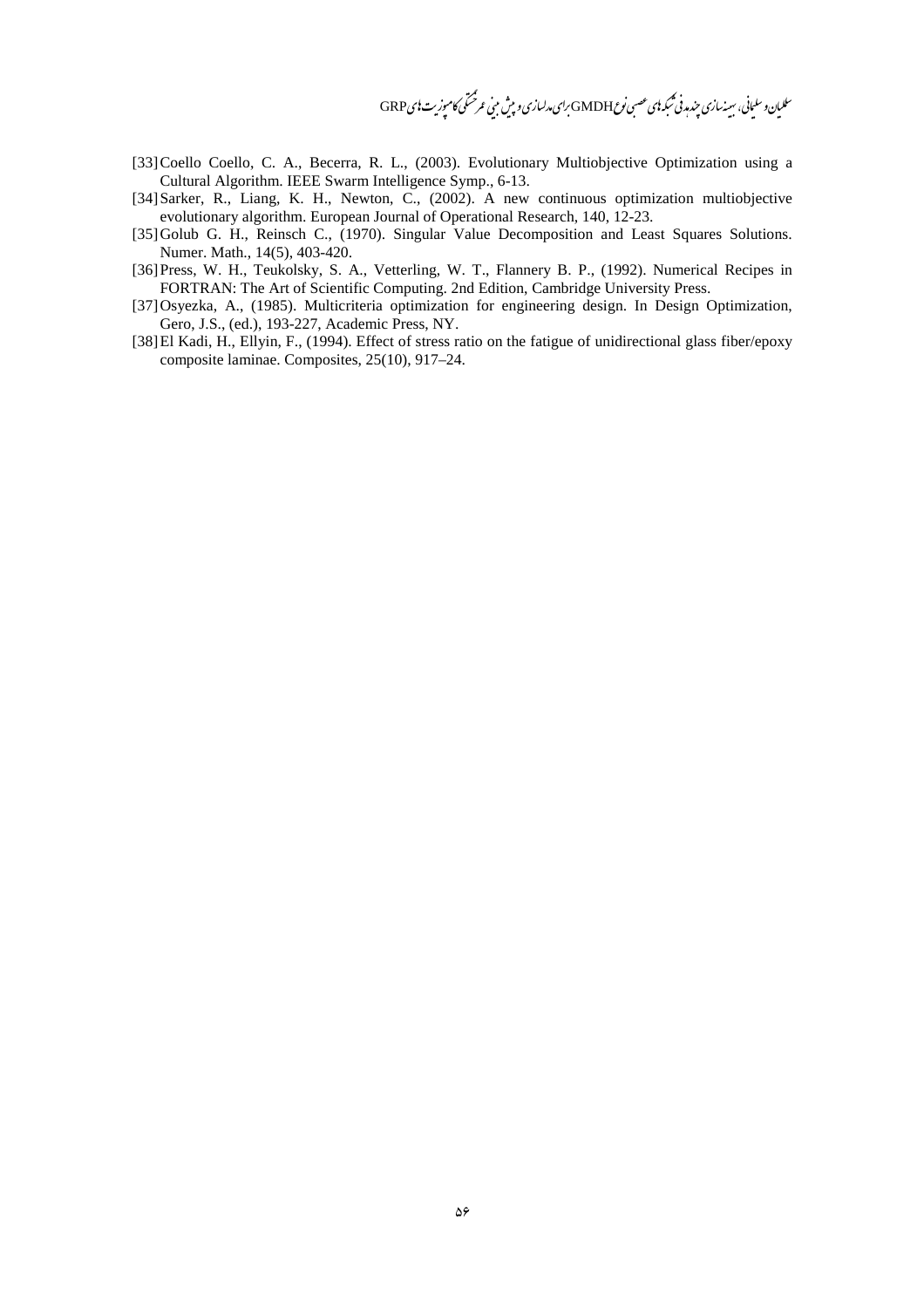[33] Coello Coello, C. A., Becerra, R. L., (2003). Evolutionary Multiobjective Optimization using a Cultural Algorithm. IEEE Swarm Intelligence Symp., 6-13.

[34] Sarker, R., Liang, K. H., Newton, C., (2002). A new continuous optimization multiobjective evolutionary algorithm. European Journal of Operational Research, 140, 12-23.

[35] Golub G. H., Reinsch C., (1970). Singular Value Decomposition and Least Squares Solutions. Numer. Math., 14(5), 403-420.

[36] Press, W. H., Teukolsky, S. A., Vetterling, W. T., Flannery B. P., (1992). Numerical Recipes in FORTRAN: The Art of Scientific Computing. 2nd Edition, Cambridge University Press.

[37] Osyezka, A., (1985). Multicriteria optimization for engineering design. In Design Optimization, Gero, J.S., (ed.), 193-227, Academic Press, NY.

[38] El Kadi, H., Ellyin, F., (1994). Effect of stress ratio on the fatigue of unidirectional glass fiber/epoxy composite laminae. Composites, 25(10), 917–24.